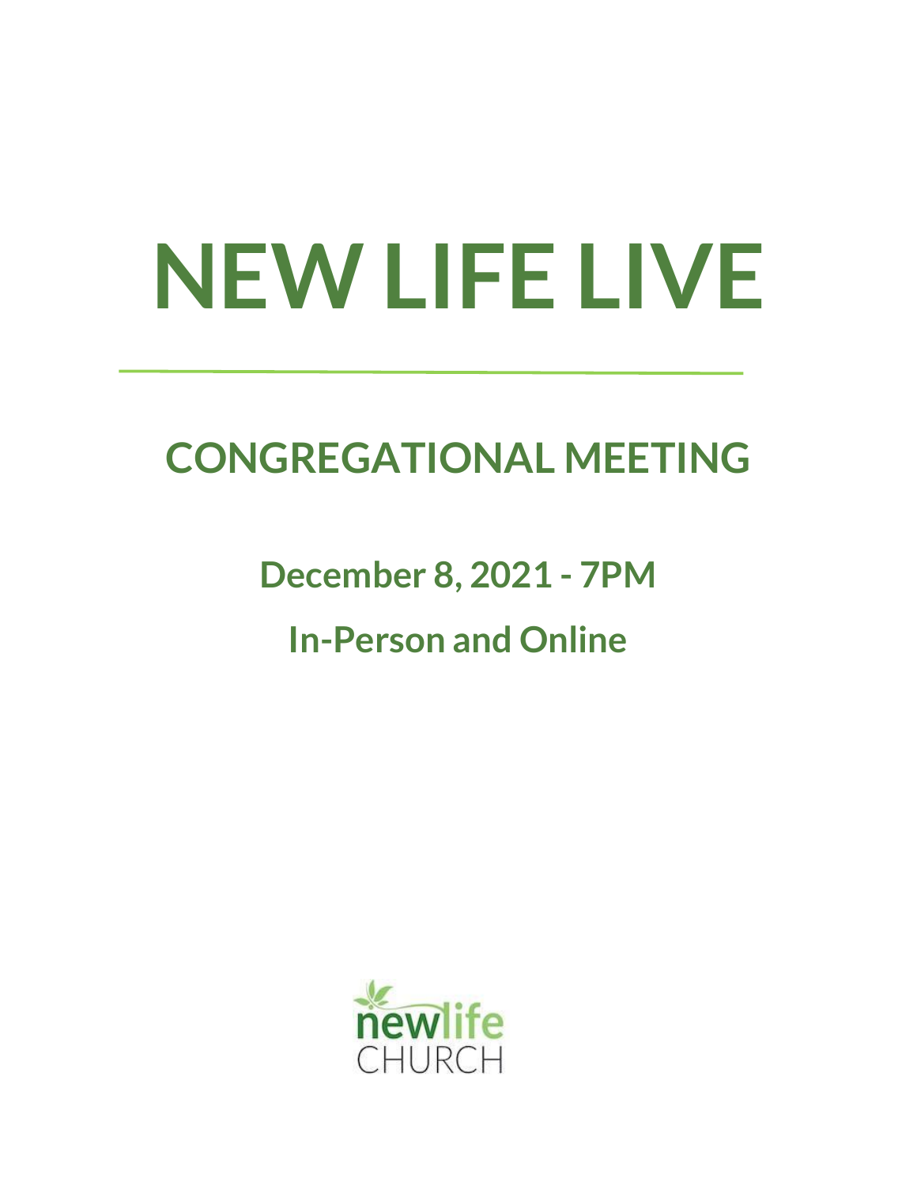# NEW LIFE LIVE

---

## CONGREGATIONAL MEETING

### December 8, 2021 - 7PM

### In-Person and Online

newlife
CHURCH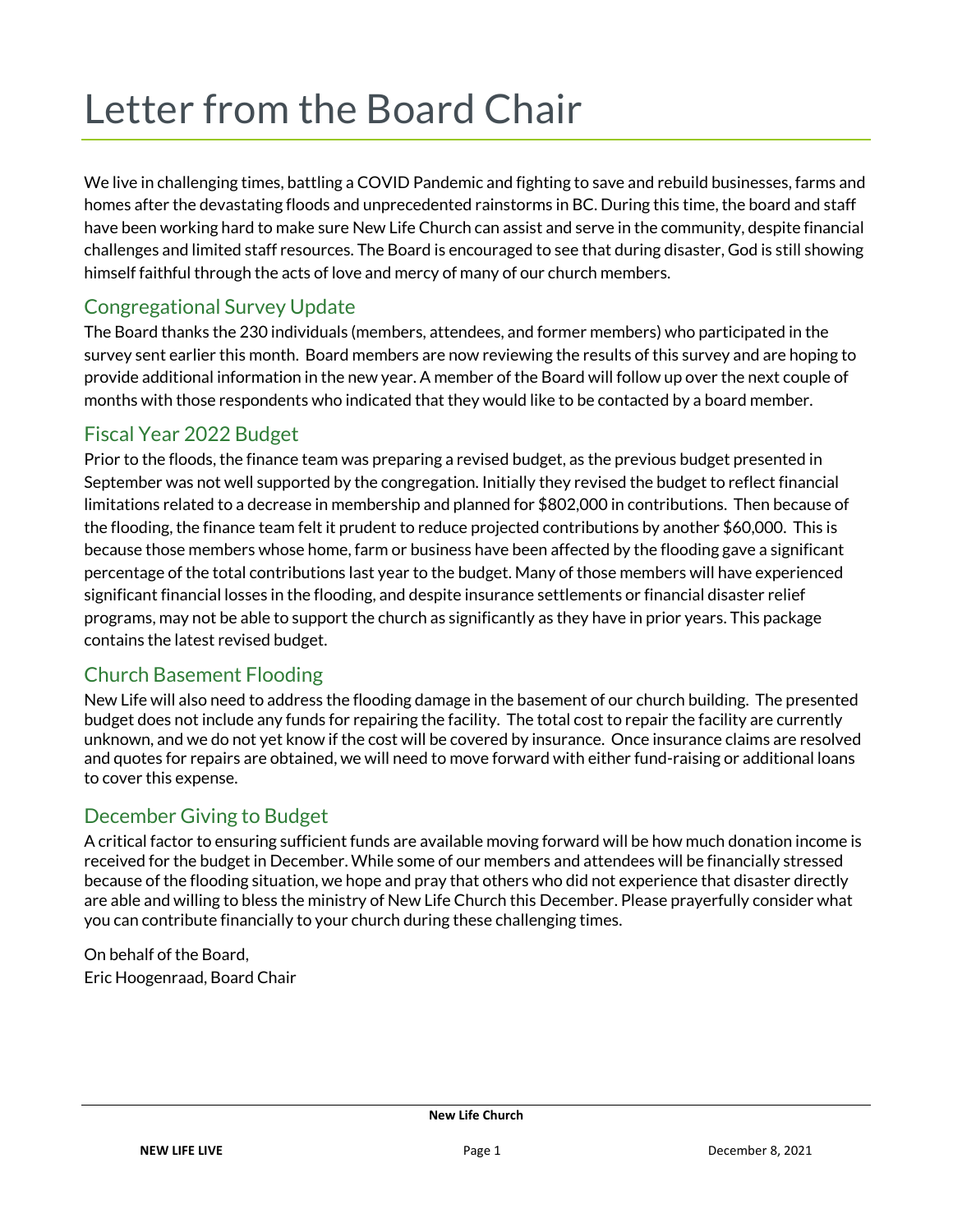# Letter from the Board Chair

We live in challenging times, battling a COVID Pandemic and fighting to save and rebuild businesses, farms and homes after the devastating floods and unprecedented rainstorms in BC. During this time, the board and staff have been working hard to make sure New Life Church can assist and serve in the community, despite financial challenges and limited staff resources. The Board is encouraged to see that during disaster, God is still showing himself faithful through the acts of love and mercy of many of our church members.

## Congregational Survey Update

The Board thanks the 230 individuals (members, attendees, and former members) who participated in the survey sent earlier this month. Board members are now reviewing the results of this survey and are hoping to provide additional information in the new year. A member of the Board will follow up over the next couple of months with those respondents who indicated that they would like to be contacted by a board member.

## Fiscal Year 2022 Budget

Prior to the floods, the finance team was preparing a revised budget, as the previous budget presented in September was not well supported by the congregation. Initially they revised the budget to reflect financial limitations related to a decrease in membership and planned for $802,000 in contributions. Then because of the flooding, the finance team felt it prudent to reduce projected contributions by another $60,000. This is because those members whose home, farm or business have been affected by the flooding gave a significant percentage of the total contributions last year to the budget. Many of those members will have experienced significant financial losses in the flooding, and despite insurance settlements or financial disaster relief programs, may not be able to support the church as significantly as they have in prior years. This package contains the latest revised budget.

## Church Basement Flooding

New Life will also need to address the flooding damage in the basement of our church building. The presented budget does not include any funds for repairing the facility. The total cost to repair the facility are currently unknown, and we do not yet know if the cost will be covered by insurance. Once insurance claims are resolved and quotes for repairs are obtained, we will need to move forward with either fund-raising or additional loans to cover this expense.

## December Giving to Budget

A critical factor to ensuring sufficient funds are available moving forward will be how much donation income is received for the budget in December. While some of our members and attendees will be financially stressed because of the flooding situation, we hope and pray that others who did not experience that disaster directly are able and willing to bless the ministry of New Life Church this December. Please prayerfully consider what you can contribute financially to your church during these challenging times.

On behalf of the Board,
Eric Hoogenraad, Board Chair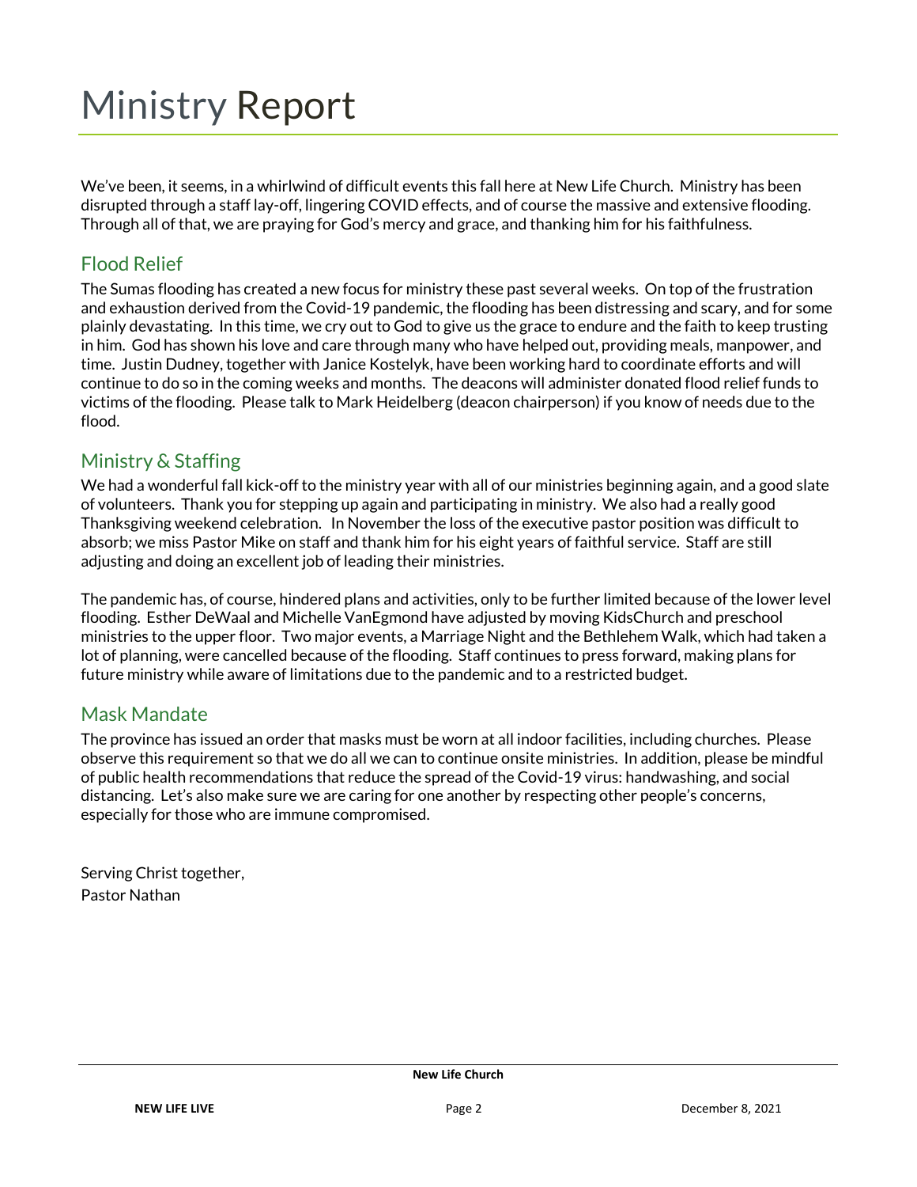# Ministry Report

We've been, it seems, in a whirlwind of difficult events this fall here at New Life Church. Ministry has been disrupted through a staff lay-off, lingering COVID effects, and of course the massive and extensive flooding. Through all of that, we are praying for God's mercy and grace, and thanking him for his faithfulness.

## Flood Relief

The Sumas flooding has created a new focus for ministry these past several weeks. On top of the frustration and exhaustion derived from the Covid-19 pandemic, the flooding has been distressing and scary, and for some plainly devastating. In this time, we cry out to God to give us the grace to endure and the faith to keep trusting in him. God has shown his love and care through many who have helped out, providing meals, manpower, and time. Justin Dudney, together with Janice Kostelyk, have been working hard to coordinate efforts and will continue to do so in the coming weeks and months. The deacons will administer donated flood relief funds to victims of the flooding. Please talk to Mark Heidelberg (deacon chairperson) if you know of needs due to the flood.

## Ministry & Staffing

We had a wonderful fall kick-off to the ministry year with all of our ministries beginning again, and a good slate of volunteers. Thank you for stepping up again and participating in ministry. We also had a really good Thanksgiving weekend celebration. In November the loss of the executive pastor position was difficult to absorb; we miss Pastor Mike on staff and thank him for his eight years of faithful service. Staff are still adjusting and doing an excellent job of leading their ministries.

The pandemic has, of course, hindered plans and activities, only to be further limited because of the lower level flooding. Esther DeWaal and Michelle VanEgmond have adjusted by moving KidsChurch and preschool ministries to the upper floor. Two major events, a Marriage Night and the Bethlehem Walk, which had taken a lot of planning, were cancelled because of the flooding. Staff continues to press forward, making plans for future ministry while aware of limitations due to the pandemic and to a restricted budget.

## Mask Mandate

The province has issued an order that masks must be worn at all indoor facilities, including churches. Please observe this requirement so that we do all we can to continue onsite ministries. In addition, please be mindful of public health recommendations that reduce the spread of the Covid-19 virus: handwashing, and social distancing. Let's also make sure we are caring for one another by respecting other people's concerns, especially for those who are immune compromised.

Serving Christ together,
Pastor Nathan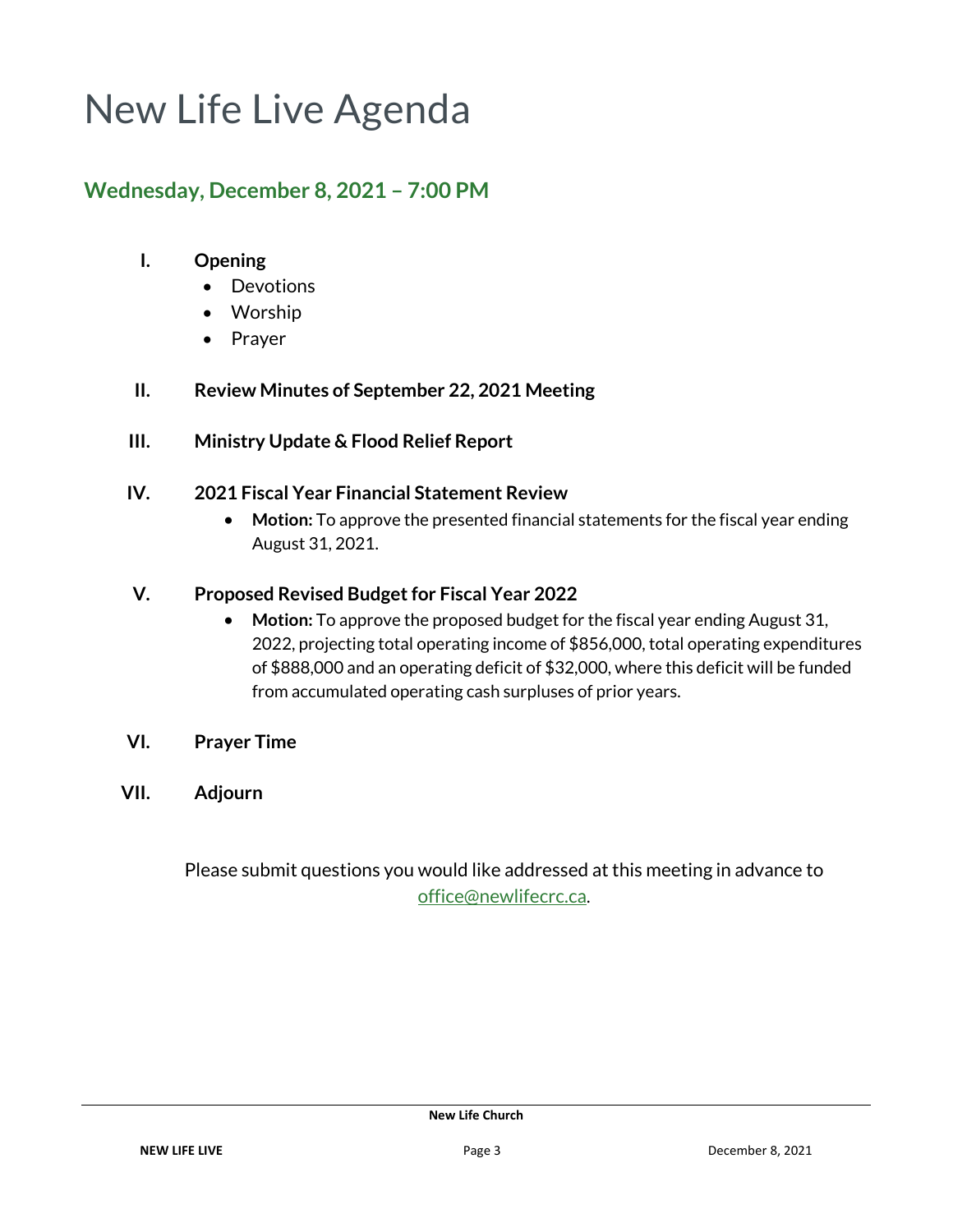# New Life Live Agenda

## Wednesday, December 8, 2021 – 7:00 PM

I. **Opening**
   - Devotions
   - Worship
   - Prayer

II. **Review Minutes of September 22, 2021 Meeting**

III. **Ministry Update & Flood Relief Report**

IV. **2021 Fiscal Year Financial Statement Review**
   - **Motion:** To approve the presented financial statements for the fiscal year ending August 31, 2021.

V. **Proposed Revised Budget for Fiscal Year 2022**
   - **Motion:** To approve the proposed budget for the fiscal year ending August 31, 2022, projecting total operating income of $856,000, total operating expenditures of $888,000 and an operating deficit of $32,000, where this deficit will be funded from accumulated operating cash surpluses of prior years.

VI. **Prayer Time**

VII. **Adjourn**

Please submit questions you would like addressed at this meeting in advance to office@newlifecrc.ca.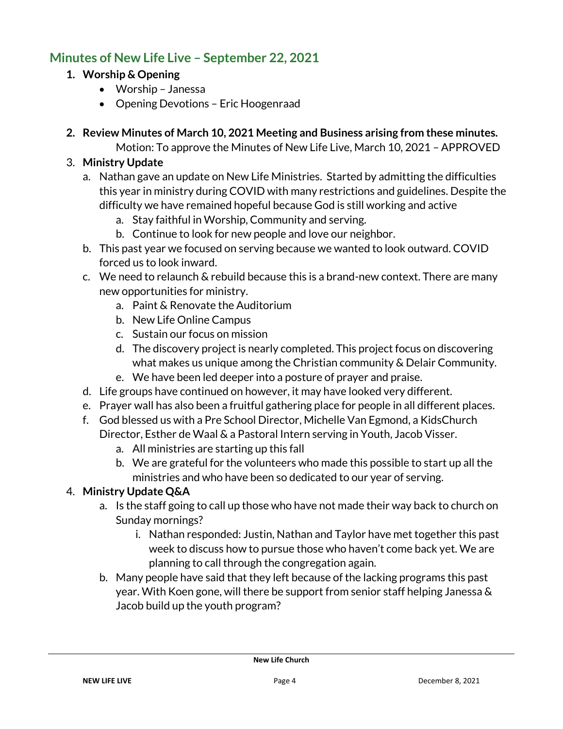## Minutes of New Life Live – September 22, 2021

1. **Worship & Opening**
    - Worship – Janessa
    - Opening Devotions – Eric Hoogenraad

2. **Review Minutes of March 10, 2021 Meeting and Business arising from these minutes.**

   Motion: To approve the Minutes of New Life Live, March 10, 2021 – APPROVED

3. **Ministry Update**
    a. Nathan gave an update on New Life Ministries. Started by admitting the difficulties this year in ministry during COVID with many restrictions and guidelines. Despite the difficulty we have remained hopeful because God is still working and active
        a. Stay faithful in Worship, Community and serving.
        b. Continue to look for new people and love our neighbor.
    b. This past year we focused on serving because we wanted to look outward. COVID forced us to look inward.
    c. We need to relaunch & rebuild because this is a brand-new context. There are many new opportunities for ministry.
        a. Paint & Renovate the Auditorium
        b. New Life Online Campus
        c. Sustain our focus on mission
        d. The discovery project is nearly completed. This project focus on discovering what makes us unique among the Christian community & Delair Community.
        e. We have been led deeper into a posture of prayer and praise.
    d. Life groups have continued on however, it may have looked very different.
    e. Prayer wall has also been a fruitful gathering place for people in all different places.
    f. God blessed us with a Pre School Director, Michelle Van Egmond, a KidsChurch Director, Esther de Waal & a Pastoral Intern serving in Youth, Jacob Visser.
        a. All ministries are starting up this fall
        b. We are grateful for the volunteers who made this possible to start up all the ministries and who have been so dedicated to our year of serving.

4. **Ministry Update Q&A**
    a. Is the staff going to call up those who have not made their way back to church on Sunday mornings?
        i. Nathan responded: Justin, Nathan and Taylor have met together this past week to discuss how to pursue those who haven't come back yet. We are planning to call through the congregation again.
    b. Many people have said that they left because of the lacking programs this past year. With Koen gone, will there be support from senior staff helping Janessa & Jacob build up the youth program?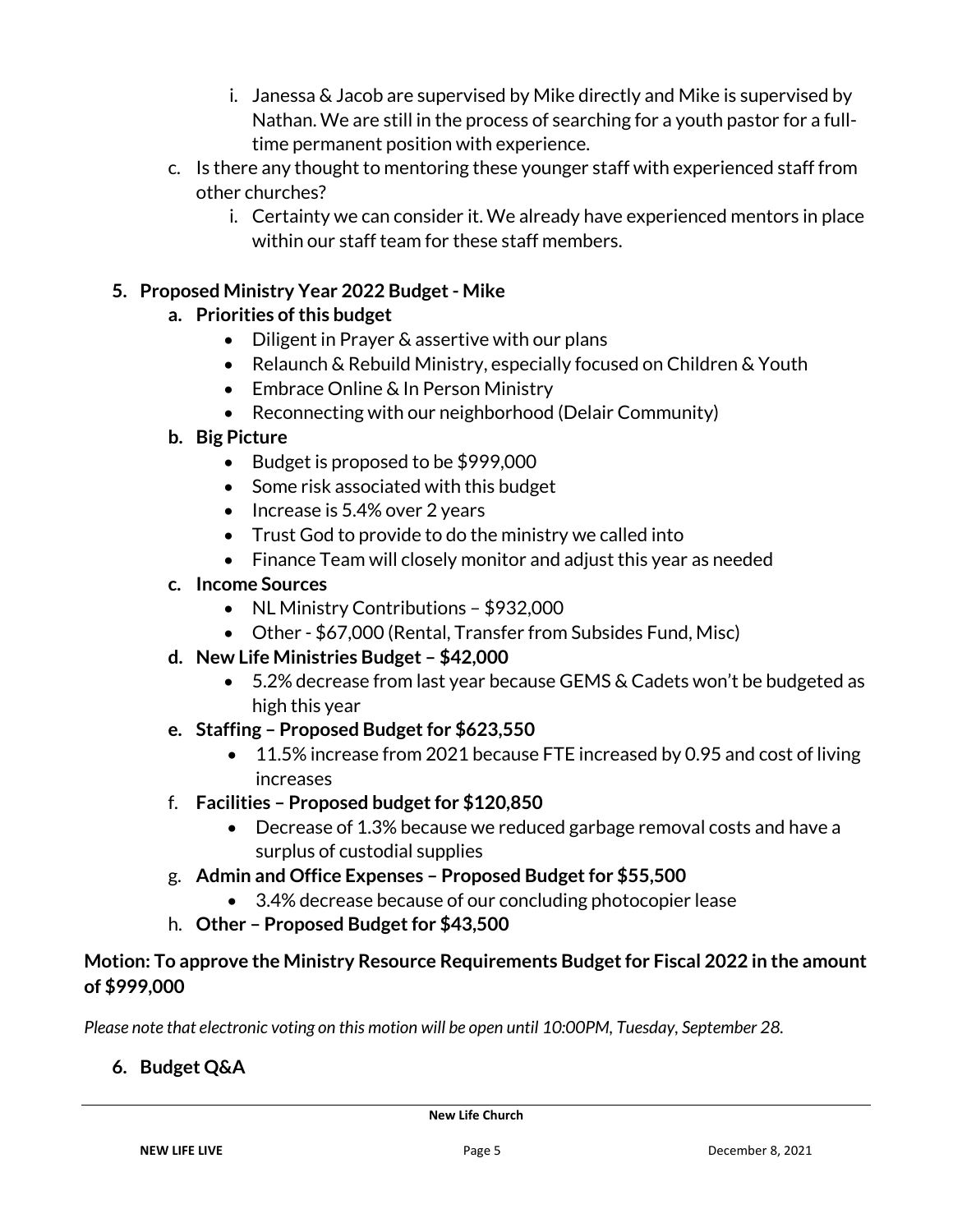i. Janessa & Jacob are supervised by Mike directly and Mike is supervised by Nathan. We are still in the process of searching for a youth pastor for a full-time permanent position with experience.

c. Is there any thought to mentoring these younger staff with experienced staff from other churches?

   i. Certainty we can consider it. We already have experienced mentors in place within our staff team for these staff members.

## 5. Proposed Ministry Year 2022 Budget - Mike

**a. Priorities of this budget**

- Diligent in Prayer & assertive with our plans
- Relaunch & Rebuild Ministry, especially focused on Children & Youth
- Embrace Online & In Person Ministry
- Reconnecting with our neighborhood (Delair Community)

**b. Big Picture**

- Budget is proposed to be $999,000
- Some risk associated with this budget
- Increase is 5.4% over 2 years
- Trust God to provide to do the ministry we called into
- Finance Team will closely monitor and adjust this year as needed

**c. Income Sources**

- NL Ministry Contributions – $932,000
- Other - $67,000 (Rental, Transfer from Subsides Fund, Misc)

**d. New Life Ministries Budget – $42,000**

- 5.2% decrease from last year because GEMS & Cadets won't be budgeted as high this year

**e. Staffing – Proposed Budget for $623,550**

- 11.5% increase from 2021 because FTE increased by 0.95 and cost of living increases

f. **Facilities – Proposed budget for $120,850**

- Decrease of 1.3% because we reduced garbage removal costs and have a surplus of custodial supplies

g. **Admin and Office Expenses – Proposed Budget for $55,500**

- 3.4% decrease because of our concluding photocopier lease

h. **Other – Proposed Budget for $43,500**

**Motion: To approve the Ministry Resource Requirements Budget for Fiscal 2022 in the amount of $999,000**

*Please note that electronic voting on this motion will be open until 10:00PM, Tuesday, September 28.*

## 6. Budget Q&A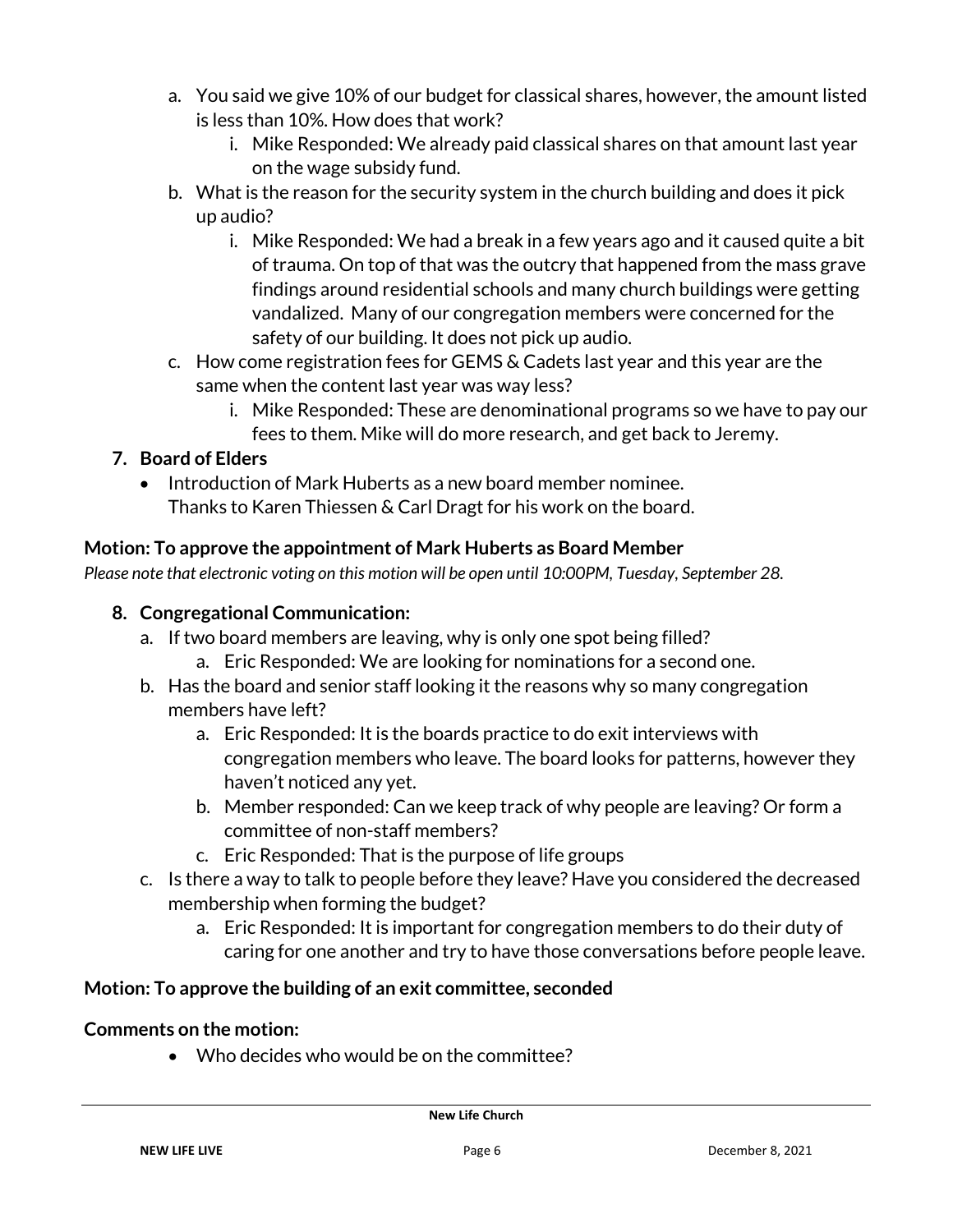a. You said we give 10% of our budget for classical shares, however, the amount listed is less than 10%. How does that work?
      i. Mike Responded: We already paid classical shares on that amount last year on the wage subsidy fund.
   b. What is the reason for the security system in the church building and does it pick up audio?
      i. Mike Responded: We had a break in a few years ago and it caused quite a bit of trauma. On top of that was the outcry that happened from the mass grave findings around residential schools and many church buildings were getting vandalized. Many of our congregation members were concerned for the safety of our building. It does not pick up audio.
   c. How come registration fees for GEMS & Cadets last year and this year are the same when the content last year was way less?
      i. Mike Responded: These are denominational programs so we have to pay our fees to them. Mike will do more research, and get back to Jeremy.

7. **Board of Elders**
   - Introduction of Mark Huberts as a new board member nominee.
     Thanks to Karen Thiessen & Carl Dragt for his work on the board.

**Motion: To approve the appointment of Mark Huberts as Board Member**

*Please note that electronic voting on this motion will be open until 10:00PM, Tuesday, September 28.*

8. **Congregational Communication:**
   a. If two board members are leaving, why is only one spot being filled?
      a. Eric Responded: We are looking for nominations for a second one.
   b. Has the board and senior staff looking it the reasons why so many congregation members have left?
      a. Eric Responded: It is the boards practice to do exit interviews with congregation members who leave. The board looks for patterns, however they haven't noticed any yet.
      b. Member responded: Can we keep track of why people are leaving? Or form a committee of non-staff members?
      c. Eric Responded: That is the purpose of life groups
   c. Is there a way to talk to people before they leave? Have you considered the decreased membership when forming the budget?
      a. Eric Responded: It is important for congregation members to do their duty of caring for one another and try to have those conversations before people leave.

**Motion: To approve the building of an exit committee, seconded**

**Comments on the motion:**

- Who decides who would be on the committee?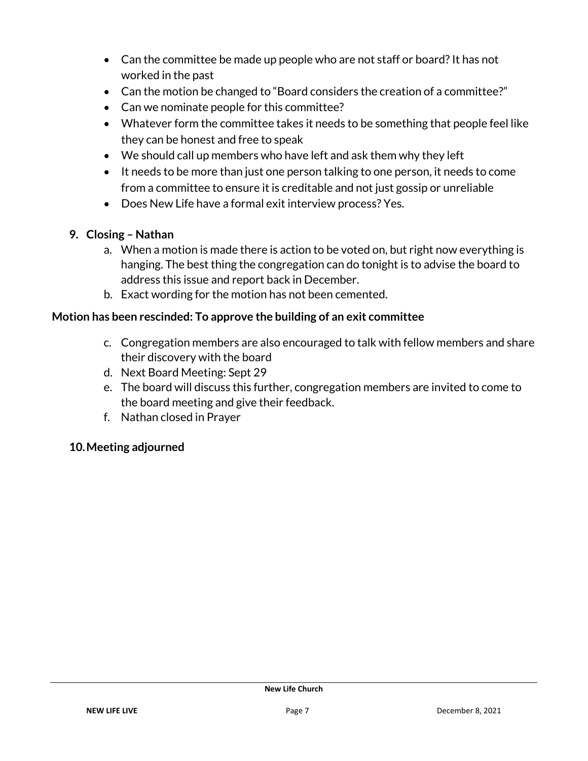- Can the committee be made up people who are not staff or board? It has not worked in the past
- Can the motion be changed to "Board considers the creation of a committee?"
- Can we nominate people for this committee?
- Whatever form the committee takes it needs to be something that people feel like they can be honest and free to speak
- We should call up members who have left and ask them why they left
- It needs to be more than just one person talking to one person, it needs to come from a committee to ensure it is creditable and not just gossip or unreliable
- Does New Life have a formal exit interview process? Yes.

**9. Closing – Nathan**

a. When a motion is made there is action to be voted on, but right now everything is hanging. The best thing the congregation can do tonight is to advise the board to address this issue and report back in December.
b. Exact wording for the motion has not been cemented.

**Motion has been rescinded: To approve the building of an exit committee**

c. Congregation members are also encouraged to talk with fellow members and share their discovery with the board
d. Next Board Meeting: Sept 29
e. The board will discuss this further, congregation members are invited to come to the board meeting and give their feedback.
f. Nathan closed in Prayer

**10. Meeting adjourned**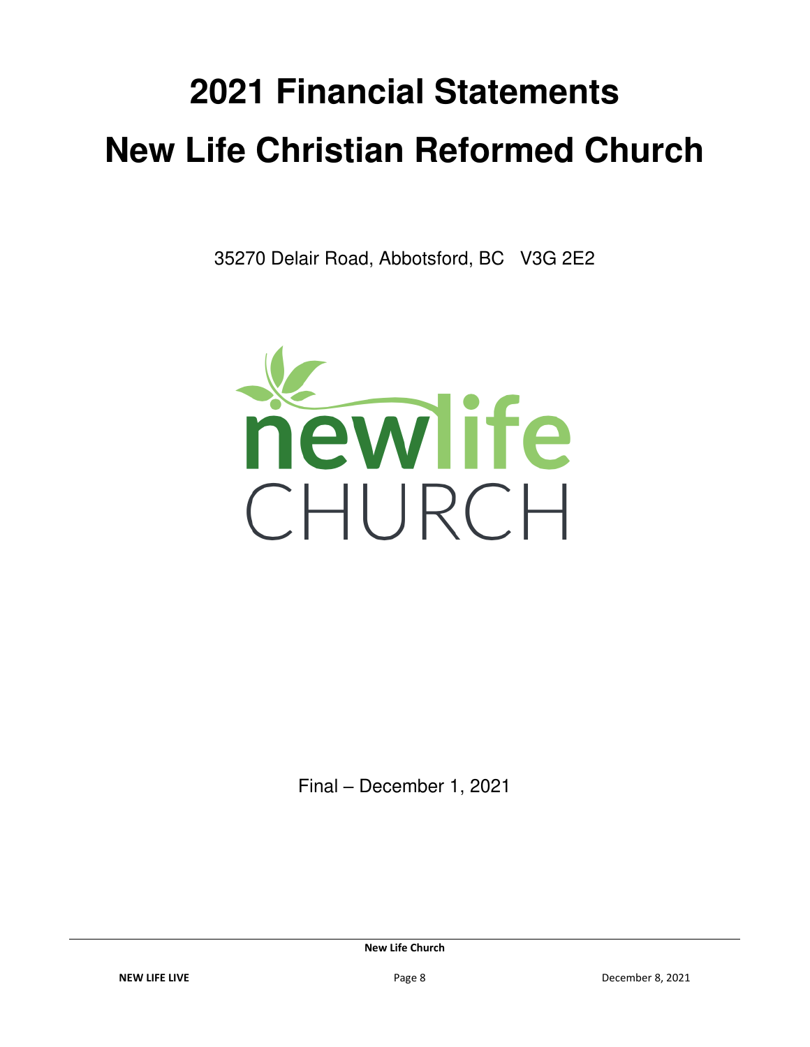# 2021 Financial Statements

# New Life Christian Reformed Church

35270 Delair Road, Abbotsford, BC V3G 2E2

Final – December 1, 2021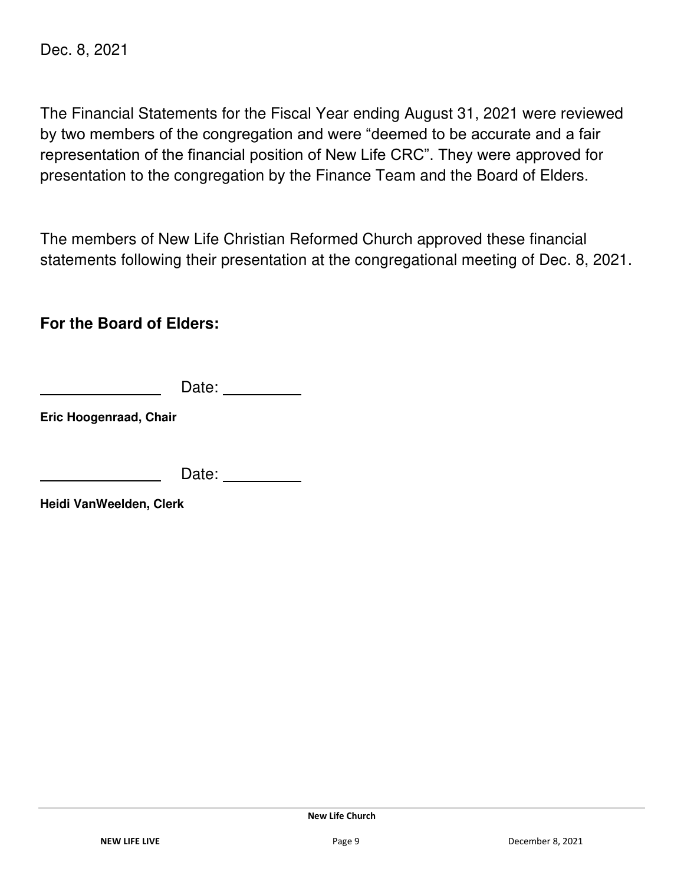Dec. 8, 2021

The Financial Statements for the Fiscal Year ending August 31, 2021 were reviewed by two members of the congregation and were “deemed to be accurate and a fair representation of the financial position of New Life CRC”. They were approved for presentation to the congregation by the Finance Team and the Board of Elders.

The members of New Life Christian Reformed Church approved these financial statements following their presentation at the congregational meeting of Dec. 8, 2021.

**For the Board of Elders:**

\_\_\_\_\_\_\_\_\_\_\_\_\_\_\_ Date: \_\_\_\_\_\_\_\_\_\_

**Eric Hoogenraad, Chair**

\_\_\_\_\_\_\_\_\_\_\_\_\_\_\_ Date: \_\_\_\_\_\_\_\_\_\_

**Heidi VanWeelden, Clerk**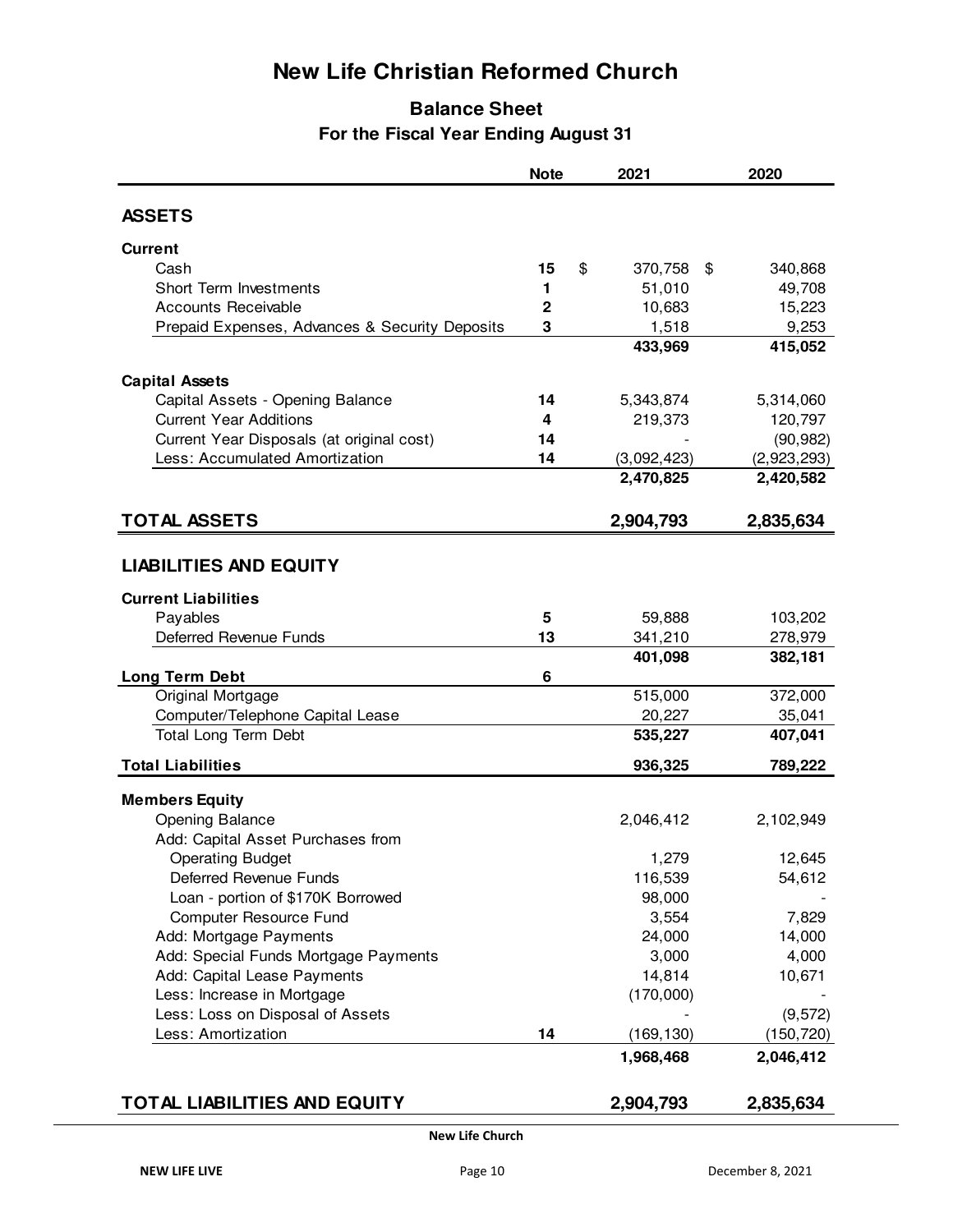# New Life Christian Reformed Church

## Balance Sheet

### For the Fiscal Year Ending August 31

| | Note | 2021 | 2020 |
|---|---|---|---|
| **ASSETS** | | | |
| **Current** | | | |
| Cash | 15 | $ 370,758 | $ 340,868 |
| Short Term Investments | 1 | 51,010 | 49,708 |
| Accounts Receivable | 2 | 10,683 | 15,223 |
| Prepaid Expenses, Advances & Security Deposits | 3 | 1,518 | 9,253 |
| | | **433,969** | **415,052** |
| **Capital Assets** | | | |
| Capital Assets - Opening Balance | 14 | 5,343,874 | 5,314,060 |
| Current Year Additions | 4 | 219,373 | 120,797 |
| Current Year Disposals (at original cost) | 14 | - | (90,982) |
| Less: Accumulated Amortization | 14 | (3,092,423) | (2,923,293) |
| | | **2,470,825** | **2,420,582** |
| **TOTAL ASSETS** | | **2,904,793** | **2,835,634** |
| **LIABILITIES AND EQUITY** | | | |
| **Current Liabilities** | | | |
| Payables | 5 | 59,888 | 103,202 |
| Deferred Revenue Funds | 13 | 341,210 | 278,979 |
| | | **401,098** | **382,181** |
| **Long Term Debt** | 6 | | |
| Original Mortgage | | 515,000 | 372,000 |
| Computer/Telephone Capital Lease | | 20,227 | 35,041 |
| Total Long Term Debt | | **535,227** | **407,041** |
| **Total Liabilities** | | **936,325** | **789,222** |
| **Members Equity** | | | |
| Opening Balance | | 2,046,412 | 2,102,949 |
| Add: Capital Asset Purchases from | | | |
| Operating Budget | | 1,279 | 12,645 |
| Deferred Revenue Funds | | 116,539 | 54,612 |
| Loan - portion of $170K Borrowed | | 98,000 | - |
| Computer Resource Fund | | 3,554 | 7,829 |
| Add: Mortgage Payments | | 24,000 | 14,000 |
| Add: Special Funds Mortgage Payments | | 3,000 | 4,000 |
| Add: Capital Lease Payments | | 14,814 | 10,671 |
| Less: Increase in Mortgage | | (170,000) | - |
| Less: Loss on Disposal of Assets | | - | (9,572) |
| Less: Amortization | 14 | (169,130) | (150,720) |
| | | **1,968,468** | **2,046,412** |
| **TOTAL LIABILITIES AND EQUITY** | | **2,904,793** | **2,835,634** |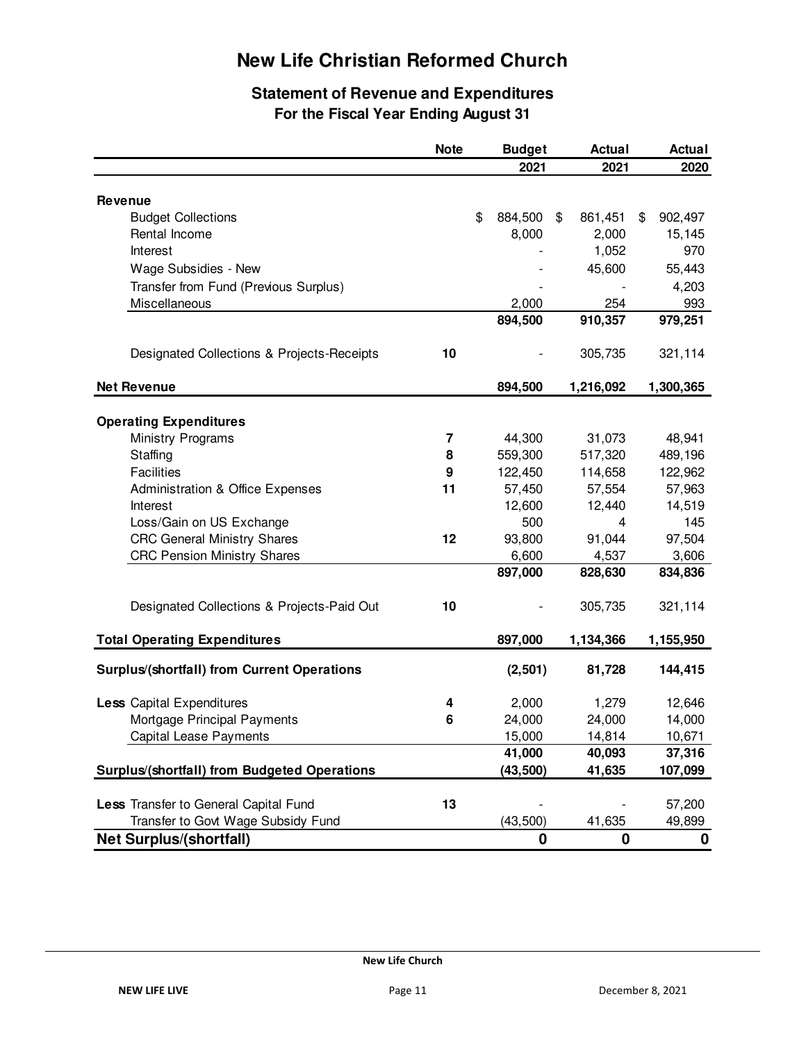# New Life Christian Reformed Church

## Statement of Revenue and Expenditures

### For the Fiscal Year Ending August 31

| | Note | Budget 2021 | Actual 2021 | Actual 2020 |
|---|---|---|---|---|
| **Revenue** | | | | |
| Budget Collections | | $ 884,500 | $ 861,451 | $ 902,497 |
| Rental Income | | 8,000 | 2,000 | 15,145 |
| Interest | | - | 1,052 | 970 |
| Wage Subsidies - New | | - | 45,600 | 55,443 |
| Transfer from Fund (Previous Surplus) | | - | - | 4,203 |
| Miscellaneous | | 2,000 | 254 | 993 |
| | | **894,500** | **910,357** | **979,251** |
| Designated Collections & Projects-Receipts | 10 | - | 305,735 | 321,114 |
| **Net Revenue** | | **894,500** | **1,216,092** | **1,300,365** |
| **Operating Expenditures** | | | | |
| Ministry Programs | 7 | 44,300 | 31,073 | 48,941 |
| Staffing | 8 | 559,300 | 517,320 | 489,196 |
| Facilities | 9 | 122,450 | 114,658 | 122,962 |
| Administration & Office Expenses | 11 | 57,450 | 57,554 | 57,963 |
| Interest | | 12,600 | 12,440 | 14,519 |
| Loss/Gain on US Exchange | | 500 | 4 | 145 |
| CRC General Ministry Shares | 12 | 93,800 | 91,044 | 97,504 |
| CRC Pension Ministry Shares | | 6,600 | 4,537 | 3,606 |
| | | **897,000** | **828,630** | **834,836** |
| Designated Collections & Projects-Paid Out | 10 | - | 305,735 | 321,114 |
| **Total Operating Expenditures** | | **897,000** | **1,134,366** | **1,155,950** |
| **Surplus/(shortfall) from Current Operations** | | **(2,501)** | **81,728** | **144,415** |
| **Less** Capital Expenditures | 4 | 2,000 | 1,279 | 12,646 |
| Mortgage Principal Payments | 6 | 24,000 | 24,000 | 14,000 |
| Capital Lease Payments | | 15,000 | 14,814 | 10,671 |
| | | **41,000** | **40,093** | **37,316** |
| **Surplus/(shortfall) from Budgeted Operations** | | **(43,500)** | **41,635** | **107,099** |
| **Less** Transfer to General Capital Fund | 13 | - | - | 57,200 |
| Transfer to Govt Wage Subsidy Fund | | (43,500) | 41,635 | 49,899 |
| **Net Surplus/(shortfall)** | | **0** | **0** | **0** |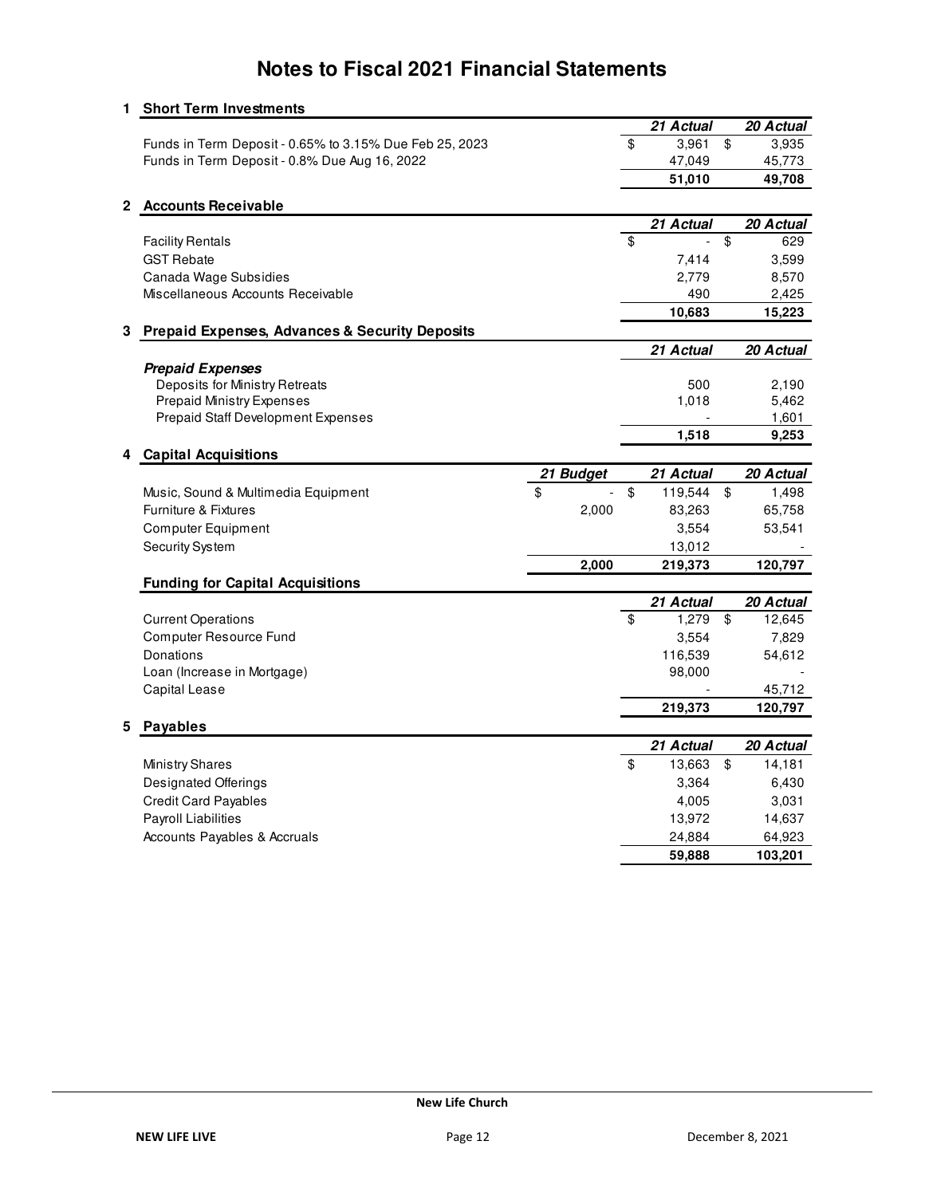# Notes to Fiscal 2021 Financial Statements

## 1 Short Term Investments

| | 21 Actual | 20 Actual |
|---|---|---|
| Funds in Term Deposit - 0.65% to 3.15% Due Feb 25, 2023 | $ 3,961 | $ 3,935 |
| Funds in Term Deposit - 0.8% Due Aug 16, 2022 | 47,049 | 45,773 |
| | **51,010** | **49,708** |

## 2 Accounts Receivable

| | 21 Actual | 20 Actual |
|---|---|---|
| Facility Rentals | $ - | $ 629 |
| GST Rebate | 7,414 | 3,599 |
| Canada Wage Subsidies | 2,779 | 8,570 |
| Miscellaneous Accounts Receivable | 490 | 2,425 |
| | **10,683** | **15,223** |

## 3 Prepaid Expenses, Advances & Security Deposits

| | 21 Actual | 20 Actual |
|---|---|---|
| ***Prepaid Expenses*** | | |
| Deposits for Ministry Retreats | 500 | 2,190 |
| Prepaid Ministry Expenses | 1,018 | 5,462 |
| Prepaid Staff Development Expenses | - | 1,601 |
| | **1,518** | **9,253** |

## 4 Capital Acquisitions

| | 21 Budget | 21 Actual | 20 Actual |
|---|---|---|---|
| Music, Sound & Multimedia Equipment | $ - | $ 119,544 | $ 1,498 |
| Furniture & Fixtures | 2,000 | 83,263 | 65,758 |
| Computer Equipment | | 3,554 | 53,541 |
| Security System | | 13,012 | - |
| | **2,000** | **219,373** | **120,797** |

### Funding for Capital Acquisitions

| | 21 Actual | 20 Actual |
|---|---|---|
| Current Operations | $ 1,279 | $ 12,645 |
| Computer Resource Fund | 3,554 | 7,829 |
| Donations | 116,539 | 54,612 |
| Loan (Increase in Mortgage) | 98,000 | - |
| Capital Lease | - | 45,712 |
| | **219,373** | **120,797** |

## 5 Payables

| | 21 Actual | 20 Actual |
|---|---|---|
| Ministry Shares | $ 13,663 | $ 14,181 |
| Designated Offerings | 3,364 | 6,430 |
| Credit Card Payables | 4,005 | 3,031 |
| Payroll Liabilities | 13,972 | 14,637 |
| Accounts Payables & Accruals | 24,884 | 64,923 |
| | **59,888** | **103,201** |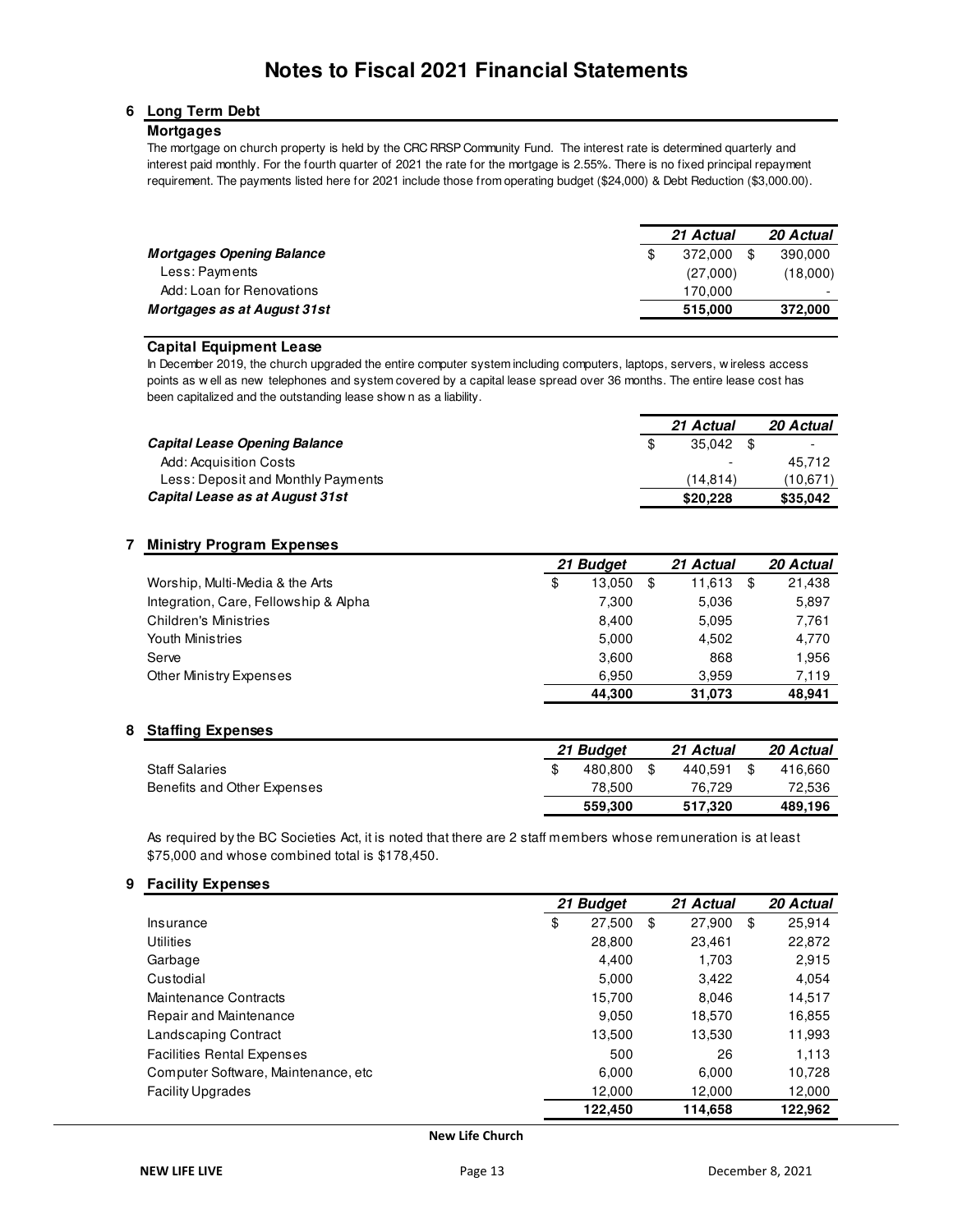# Notes to Fiscal 2021 Financial Statements

## 6 Long Term Debt

### Mortgages

The mortgage on church property is held by the CRC RRSP Community Fund. The interest rate is determined quarterly and interest paid monthly. For the fourth quarter of 2021 the rate for the mortgage is 2.55%. There is no fixed principal repayment requirement. The payments listed here for 2021 include those from operating budget ($24,000) & Debt Reduction ($3,000.00).

| | 21 Actual | 20 Actual |
|---|---|---|
| ***Mortgages Opening Balance*** | $ 372,000 | $ 390,000 |
| Less: Payments | (27,000) | (18,000) |
| Add: Loan for Renovations | 170,000 | - |
| ***Mortgages as at August 31st*** | **515,000** | **372,000** |

### Capital Equipment Lease

In December 2019, the church upgraded the entire computer system including computers, laptops, servers, wireless access points as well as new telephones and system covered by a capital lease spread over 36 months. The entire lease cost has been capitalized and the outstanding lease shown as a liability.

| | 21 Actual | 20 Actual |
|---|---|---|
| ***Capital Lease Opening Balance*** | $ 35,042 | $ - |
| Add: Acquisition Costs | - | 45,712 |
| Less: Deposit and Monthly Payments | (14,814) | (10,671) |
| ***Capital Lease as at August 31st*** | **$20,228** | **$35,042** |

## 7 Ministry Program Expenses

| | 21 Budget | 21 Actual | 20 Actual |
|---|---|---|---|
| Worship, Multi-Media & the Arts | $ 13,050 | $ 11,613 | $ 21,438 |
| Integration, Care, Fellowship & Alpha | 7,300 | 5,036 | 5,897 |
| Children's Ministries | 8,400 | 5,095 | 7,761 |
| Youth Ministries | 5,000 | 4,502 | 4,770 |
| Serve | 3,600 | 868 | 1,956 |
| Other Ministry Expenses | 6,950 | 3,959 | 7,119 |
| | **44,300** | **31,073** | **48,941** |

## 8 Staffing Expenses

| | 21 Budget | 21 Actual | 20 Actual |
|---|---|---|---|
| Staff Salaries | $ 480,800 | $ 440,591 | $ 416,660 |
| Benefits and Other Expenses | 78,500 | 76,729 | 72,536 |
| | **559,300** | **517,320** | **489,196** |

As required by the BC Societies Act, it is noted that there are 2 staff members whose remuneration is at least $75,000 and whose combined total is $178,450.

## 9 Facility Expenses

| | 21 Budget | 21 Actual | 20 Actual |
|---|---|---|---|
| Insurance | $ 27,500 | $ 27,900 | $ 25,914 |
| Utilities | 28,800 | 23,461 | 22,872 |
| Garbage | 4,400 | 1,703 | 2,915 |
| Custodial | 5,000 | 3,422 | 4,054 |
| Maintenance Contracts | 15,700 | 8,046 | 14,517 |
| Repair and Maintenance | 9,050 | 18,570 | 16,855 |
| Landscaping Contract | 13,500 | 13,530 | 11,993 |
| Facilities Rental Expenses | 500 | 26 | 1,113 |
| Computer Software, Maintenance, etc | 6,000 | 6,000 | 10,728 |
| Facility Upgrades | 12,000 | 12,000 | 12,000 |
| | **122,450** | **114,658** | **122,962** |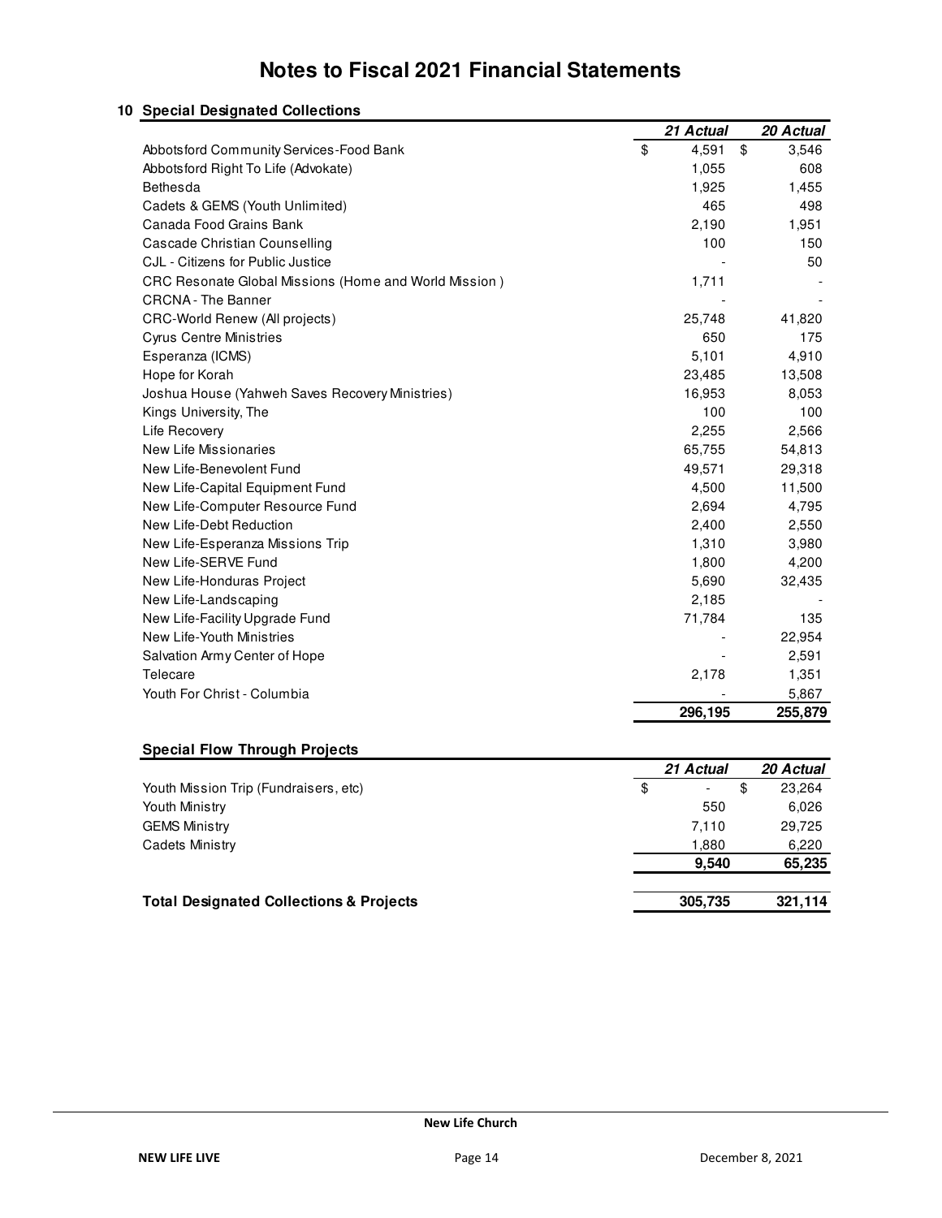# Notes to Fiscal 2021 Financial Statements

## 10 Special Designated Collections

| | 21 Actual | 20 Actual |
|---|---|---|
| Abbotsford Community Services-Food Bank | $ 4,591 | $ 3,546 |
| Abbotsford Right To Life (Advokate) | 1,055 | 608 |
| Bethesda | 1,925 | 1,455 |
| Cadets & GEMS (Youth Unlimited) | 465 | 498 |
| Canada Food Grains Bank | 2,190 | 1,951 |
| Cascade Christian Counselling | 100 | 150 |
| CJL - Citizens for Public Justice | - | 50 |
| CRC Resonate Global Missions (Home and World Mission ) | 1,711 | - |
| CRCNA - The Banner | - | - |
| CRC-World Renew (All projects) | 25,748 | 41,820 |
| Cyrus Centre Ministries | 650 | 175 |
| Esperanza (ICMS) | 5,101 | 4,910 |
| Hope for Korah | 23,485 | 13,508 |
| Joshua House (Yahweh Saves Recovery Ministries) | 16,953 | 8,053 |
| Kings University, The | 100 | 100 |
| Life Recovery | 2,255 | 2,566 |
| New Life Missionaries | 65,755 | 54,813 |
| New Life-Benevolent Fund | 49,571 | 29,318 |
| New Life-Capital Equipment Fund | 4,500 | 11,500 |
| New Life-Computer Resource Fund | 2,694 | 4,795 |
| New Life-Debt Reduction | 2,400 | 2,550 |
| New Life-Esperanza Missions Trip | 1,310 | 3,980 |
| New Life-SERVE Fund | 1,800 | 4,200 |
| New Life-Honduras Project | 5,690 | 32,435 |
| New Life-Landscaping | 2,185 | - |
| New Life-Facility Upgrade Fund | 71,784 | 135 |
| New Life-Youth Ministries | - | 22,954 |
| Salvation Army Center of Hope | - | 2,591 |
| Telecare | 2,178 | 1,351 |
| Youth For Christ - Columbia | - | 5,867 |
| | **296,195** | **255,879** |

## Special Flow Through Projects

| | 21 Actual | 20 Actual |
|---|---|---|
| Youth Mission Trip (Fundraisers, etc) | $ - | $ 23,264 |
| Youth Ministry | 550 | 6,026 |
| GEMS Ministry | 7,110 | 29,725 |
| Cadets Ministry | 1,880 | 6,220 |
| | **9,540** | **65,235** |
| **Total Designated Collections & Projects** | **305,735** | **321,114** |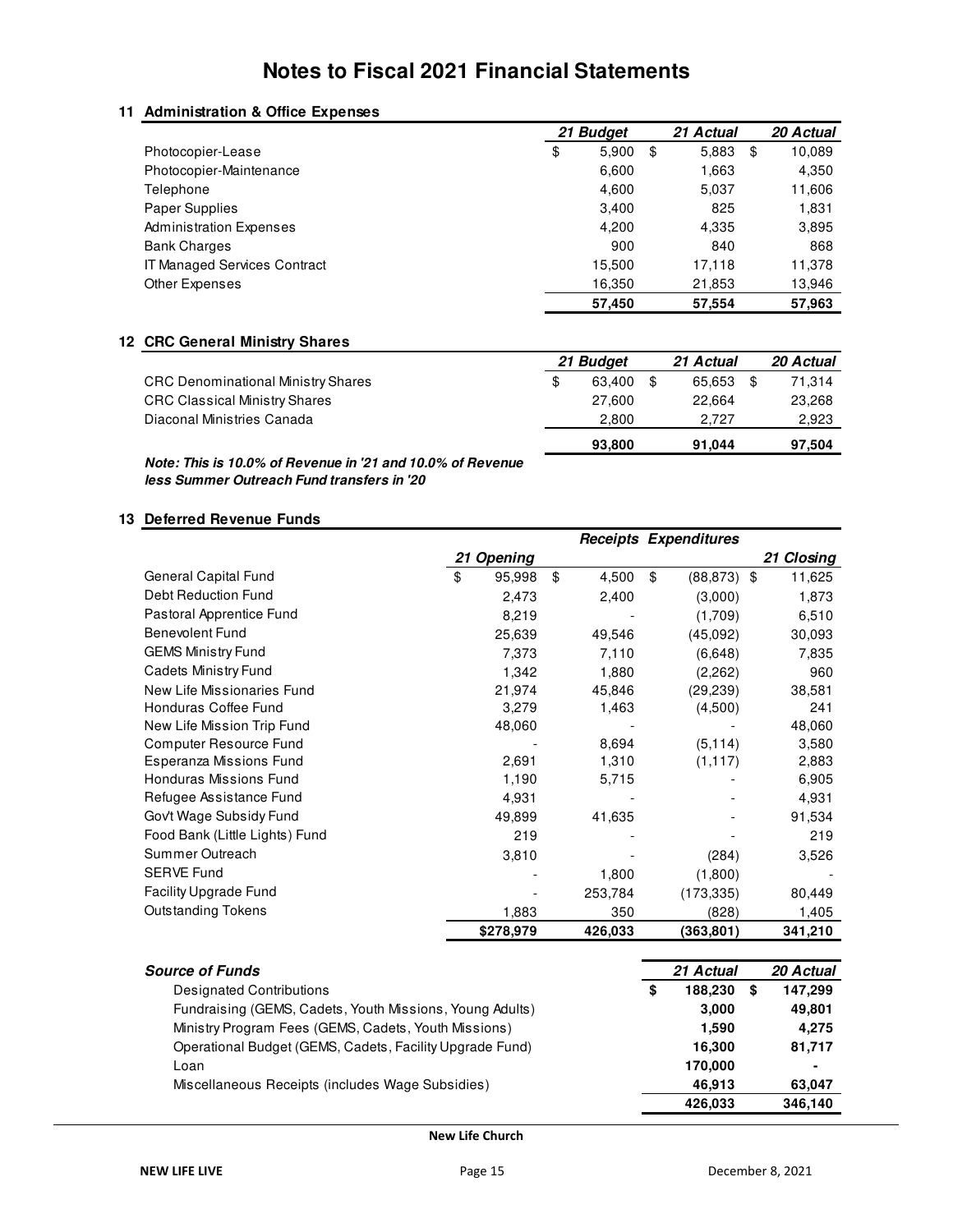# Notes to Fiscal 2021 Financial Statements

## 11 Administration & Office Expenses

| | 21 Budget | 21 Actual | 20 Actual |
|---|---|---|---|
| Photocopier-Lease | $ 5,900 | $ 5,883 | $ 10,089 |
| Photocopier-Maintenance | 6,600 | 1,663 | 4,350 |
| Telephone | 4,600 | 5,037 | 11,606 |
| Paper Supplies | 3,400 | 825 | 1,831 |
| Administration Expenses | 4,200 | 4,335 | 3,895 |
| Bank Charges | 900 | 840 | 868 |
| IT Managed Services Contract | 15,500 | 17,118 | 11,378 |
| Other Expenses | 16,350 | 21,853 | 13,946 |
| | **57,450** | **57,554** | **57,963** |

## 12 CRC General Ministry Shares

| | 21 Budget | 21 Actual | 20 Actual |
|---|---|---|---|
| CRC Denominational Ministry Shares | $ 63,400 | $ 65,653 | $ 71,314 |
| CRC Classical Ministry Shares | 27,600 | 22,664 | 23,268 |
| Diaconal Ministries Canada | 2,800 | 2,727 | 2,923 |
| | **93,800** | **91,044** | **97,504** |

***Note: This is 10.0% of Revenue in '21 and 10.0% of Revenue less Summer Outreach Fund transfers in '20***

## 13 Deferred Revenue Funds

| | 21 Opening | Receipts | Expenditures | 21 Closing |
|---|---|---|---|---|
| General Capital Fund | $ 95,998 | $ 4,500 | $ (88,873) | $ 11,625 |
| Debt Reduction Fund | 2,473 | 2,400 | (3,000) | 1,873 |
| Pastoral Apprentice Fund | 8,219 | - | (1,709) | 6,510 |
| Benevolent Fund | 25,639 | 49,546 | (45,092) | 30,093 |
| GEMS Ministry Fund | 7,373 | 7,110 | (6,648) | 7,835 |
| Cadets Ministry Fund | 1,342 | 1,880 | (2,262) | 960 |
| New Life Missionaries Fund | 21,974 | 45,846 | (29,239) | 38,581 |
| Honduras Coffee Fund | 3,279 | 1,463 | (4,500) | 241 |
| New Life Mission Trip Fund | 48,060 | - | - | 48,060 |
| Computer Resource Fund | - | 8,694 | (5,114) | 3,580 |
| Esperanza Missions Fund | 2,691 | 1,310 | (1,117) | 2,883 |
| Honduras Missions Fund | 1,190 | 5,715 | - | 6,905 |
| Refugee Assistance Fund | 4,931 | - | - | 4,931 |
| Gov't Wage Subsidy Fund | 49,899 | 41,635 | - | 91,534 |
| Food Bank (Little Lights) Fund | 219 | - | - | 219 |
| Summer Outreach | 3,810 | - | (284) | 3,526 |
| SERVE Fund | - | 1,800 | (1,800) | - |
| Facility Upgrade Fund | - | 253,784 | (173,335) | 80,449 |
| Outstanding Tokens | 1,883 | 350 | (828) | 1,405 |
| | **$278,979** | **426,033** | **(363,801)** | **341,210** |

| ***Source of Funds*** | 21 Actual | 20 Actual |
|---|---|---|
| Designated Contributions | **$ 188,230** | **$ 147,299** |
| Fundraising (GEMS, Cadets, Youth Missions, Young Adults) | **3,000** | **49,801** |
| Ministry Program Fees (GEMS, Cadets, Youth Missions) | **1,590** | **4,275** |
| Operational Budget (GEMS, Cadets, Facility Upgrade Fund) | **16,300** | **81,717** |
| Loan | **170,000** | **-** |
| Miscellaneous Receipts (includes Wage Subsidies) | **46,913** | **63,047** |
| | **426,033** | **346,140** |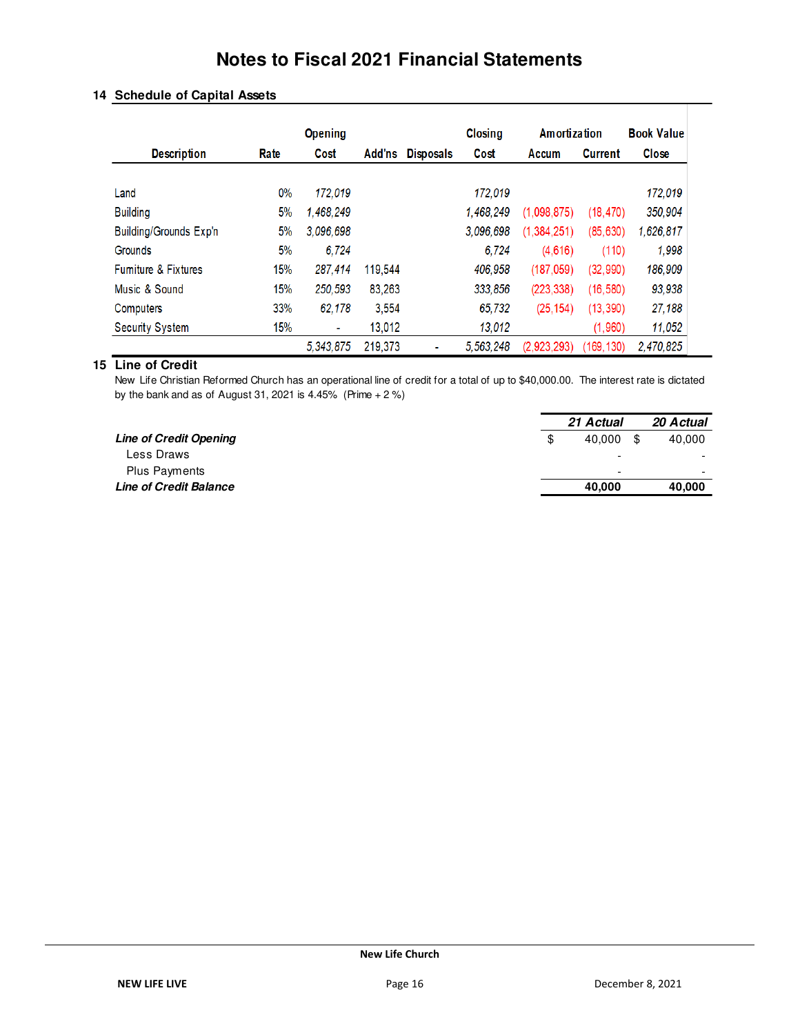# Notes to Fiscal 2021 Financial Statements

## 14 Schedule of Capital Assets

| Description | Rate | Opening Cost | Add'ns | Disposals | Closing Cost | Amortization Accum | Amortization Current | Book Value Close |
|---|---|---|---|---|---|---|---|---|
| Land | 0% | 172,019 | | | 172,019 | | | 172,019 |
| Building | 5% | 1,468,249 | | | 1,468,249 | (1,098,875) | (18,470) | 350,904 |
| Building/Grounds Exp'n | 5% | 3,096,698 | | | 3,096,698 | (1,384,251) | (85,630) | 1,626,817 |
| Grounds | 5% | 6,724 | | | 6,724 | (4,616) | (110) | 1,998 |
| Furniture & Fixtures | 15% | 287,414 | 119,544 | | 406,958 | (187,059) | (32,990) | 186,909 |
| Music & Sound | 15% | 250,593 | 83,263 | | 333,856 | (223,338) | (16,580) | 93,938 |
| Computers | 33% | 62,178 | 3,554 | | 65,732 | (25,154) | (13,390) | 27,188 |
| Security System | 15% | - | 13,012 | | 13,012 | | (1,960) | 11,052 |
| | | 5,343,875 | 219,373 | - | 5,563,248 | (2,923,293) | (169,130) | 2,470,825 |

## 15 Line of Credit

New Life Christian Reformed Church has an operational line of credit for a total of up to $40,000.00. The interest rate is dictated by the bank and as of August 31, 2021 is 4.45% (Prime + 2 %)

| | 21 Actual | 20 Actual |
|---|---|---|
| ***Line of Credit Opening*** | $ 40,000 | $ 40,000 |
| Less Draws | - | - |
| Plus Payments | - | - |
| ***Line of Credit Balance*** | **40,000** | **40,000** |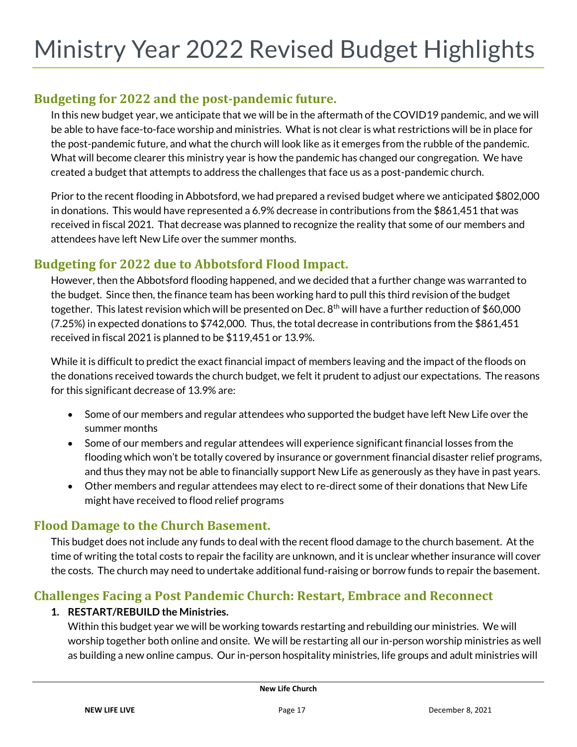# Ministry Year 2022 Revised Budget Highlights

## Budgeting for 2022 and the post-pandemic future.

In this new budget year, we anticipate that we will be in the aftermath of the COVID19 pandemic, and we will be able to have face-to-face worship and ministries. What is not clear is what restrictions will be in place for the post-pandemic future, and what the church will look like as it emerges from the rubble of the pandemic. What will become clearer this ministry year is how the pandemic has changed our congregation. We have created a budget that attempts to address the challenges that face us as a post-pandemic church.

Prior to the recent flooding in Abbotsford, we had prepared a revised budget where we anticipated $802,000 in donations. This would have represented a 6.9% decrease in contributions from the $861,451 that was received in fiscal 2021. That decrease was planned to recognize the reality that some of our members and attendees have left New Life over the summer months.

## Budgeting for 2022 due to Abbotsford Flood Impact.

However, then the Abbotsford flooding happened, and we decided that a further change was warranted to the budget. Since then, the finance team has been working hard to pull this third revision of the budget together. This latest revision which will be presented on Dec. 8th will have a further reduction of $60,000 (7.25%) in expected donations to $742,000. Thus, the total decrease in contributions from the $861,451 received in fiscal 2021 is planned to be $119,451 or 13.9%.

While it is difficult to predict the exact financial impact of members leaving and the impact of the floods on the donations received towards the church budget, we felt it prudent to adjust our expectations. The reasons for this significant decrease of 13.9% are:

- Some of our members and regular attendees who supported the budget have left New Life over the summer months
- Some of our members and regular attendees will experience significant financial losses from the flooding which won't be totally covered by insurance or government financial disaster relief programs, and thus they may not be able to financially support New Life as generously as they have in past years.
- Other members and regular attendees may elect to re-direct some of their donations that New Life might have received to flood relief programs

## Flood Damage to the Church Basement.

This budget does not include any funds to deal with the recent flood damage to the church basement. At the time of writing the total costs to repair the facility are unknown, and it is unclear whether insurance will cover the costs. The church may need to undertake additional fund-raising or borrow funds to repair the basement.

## Challenges Facing a Post Pandemic Church: Restart, Embrace and Reconnect

1. **RESTART/REBUILD the Ministries.**
   Within this budget year we will be working towards restarting and rebuilding our ministries. We will worship together both online and onsite. We will be restarting all our in-person worship ministries as well as building a new online campus. Our in-person hospitality ministries, life groups and adult ministries will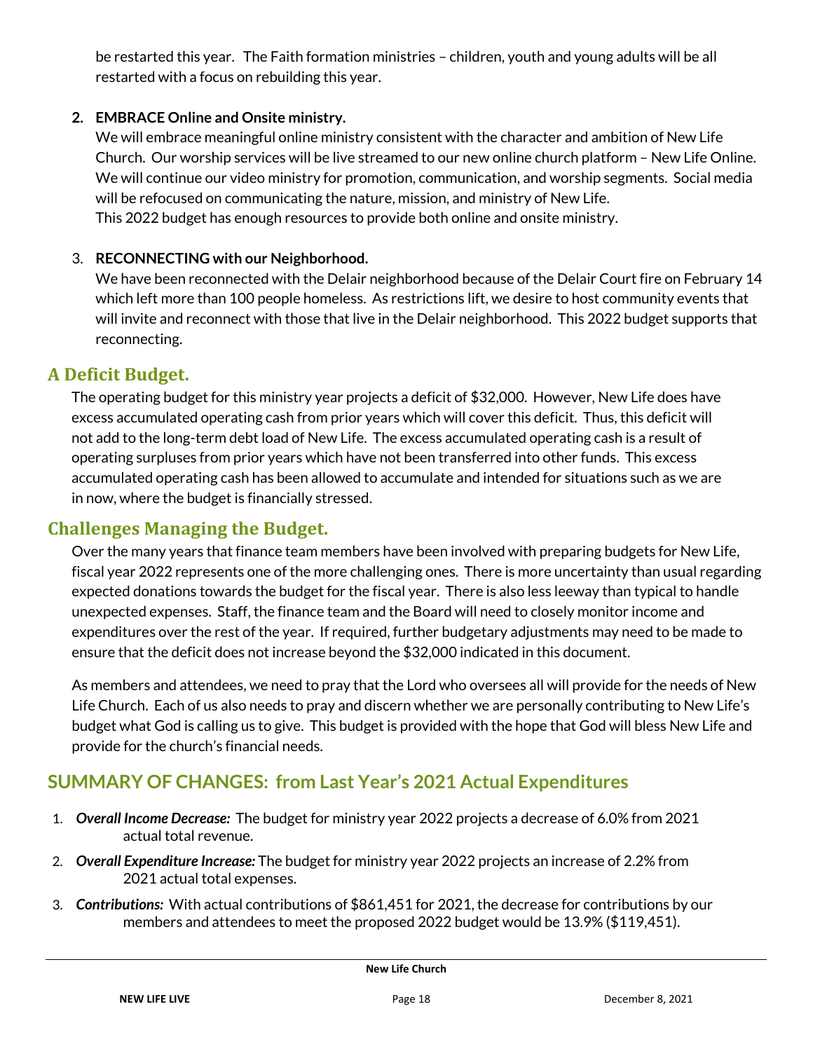be restarted this year. The Faith formation ministries – children, youth and young adults will be all restarted with a focus on rebuilding this year.

2. **EMBRACE Online and Onsite ministry.**
   We will embrace meaningful online ministry consistent with the character and ambition of New Life Church. Our worship services will be live streamed to our new online church platform – New Life Online. We will continue our video ministry for promotion, communication, and worship segments. Social media will be refocused on communicating the nature, mission, and ministry of New Life.
   This 2022 budget has enough resources to provide both online and onsite ministry.

3. **RECONNECTING with our Neighborhood.**
   We have been reconnected with the Delair neighborhood because of the Delair Court fire on February 14 which left more than 100 people homeless. As restrictions lift, we desire to host community events that will invite and reconnect with those that live in the Delair neighborhood. This 2022 budget supports that reconnecting.

## A Deficit Budget.

The operating budget for this ministry year projects a deficit of $32,000. However, New Life does have excess accumulated operating cash from prior years which will cover this deficit. Thus, this deficit will not add to the long-term debt load of New Life. The excess accumulated operating cash is a result of operating surpluses from prior years which have not been transferred into other funds. This excess accumulated operating cash has been allowed to accumulate and intended for situations such as we are in now, where the budget is financially stressed.

## Challenges Managing the Budget.

Over the many years that finance team members have been involved with preparing budgets for New Life, fiscal year 2022 represents one of the more challenging ones. There is more uncertainty than usual regarding expected donations towards the budget for the fiscal year. There is also less leeway than typical to handle unexpected expenses. Staff, the finance team and the Board will need to closely monitor income and expenditures over the rest of the year. If required, further budgetary adjustments may need to be made to ensure that the deficit does not increase beyond the $32,000 indicated in this document.

As members and attendees, we need to pray that the Lord who oversees all will provide for the needs of New Life Church. Each of us also needs to pray and discern whether we are personally contributing to New Life's budget what God is calling us to give. This budget is provided with the hope that God will bless New Life and provide for the church's financial needs.

## SUMMARY OF CHANGES: from Last Year's 2021 Actual Expenditures

1. ***Overall Income Decrease:*** The budget for ministry year 2022 projects a decrease of 6.0% from 2021 actual total revenue.
2. ***Overall Expenditure Increase:*** The budget for ministry year 2022 projects an increase of 2.2% from 2021 actual total expenses.
3. ***Contributions:*** With actual contributions of $861,451 for 2021, the decrease for contributions by our members and attendees to meet the proposed 2022 budget would be 13.9% ($119,451).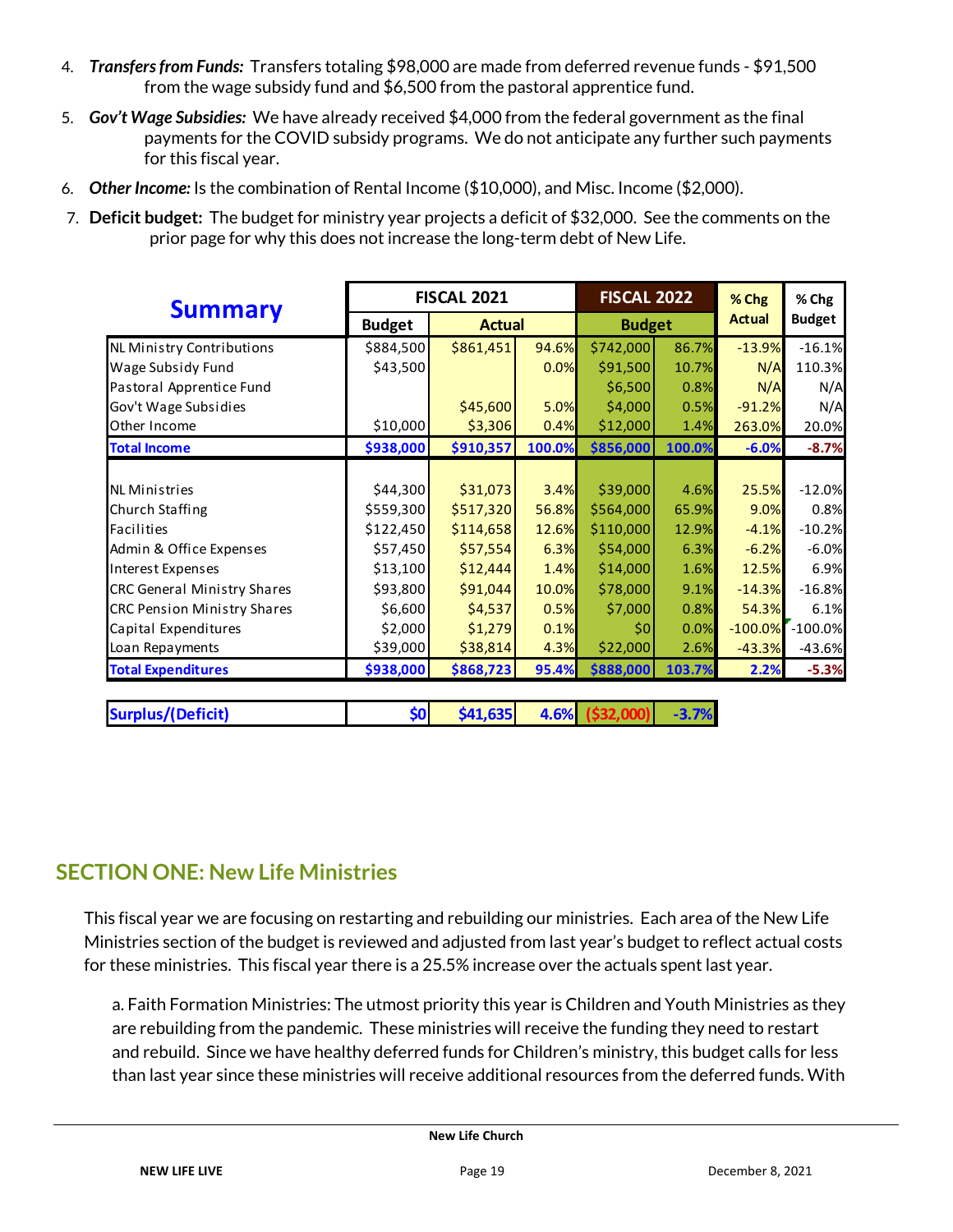4. ***Transfers from Funds:*** Transfers totaling $98,000 are made from deferred revenue funds - $91,500 from the wage subsidy fund and $6,500 from the pastoral apprentice fund.

5. ***Gov't Wage Subsidies:*** We have already received $4,000 from the federal government as the final payments for the COVID subsidy programs. We do not anticipate any further such payments for this fiscal year.

6. ***Other Income:*** Is the combination of Rental Income ($10,000), and Misc. Income ($2,000).

7. **Deficit budget:** The budget for ministry year projects a deficit of $32,000. See the comments on the prior page for why this does not increase the long-term debt of New Life.

| Summary | FISCAL 2021 | | | FISCAL 2022 | | % Chg | % Chg |
|---|---|---|---|---|---|---|---|
| | Budget | Actual | | Budget | | Actual | Budget |
| NL Ministry Contributions | $884,500 | $861,451 | 94.6% | $742,000 | 86.7% | -13.9% | -16.1% |
| Wage Subsidy Fund | $43,500 | | 0.0% | $91,500 | 10.7% | N/A | 110.3% |
| Pastoral Apprentice Fund | | | | $6,500 | 0.8% | N/A | N/A |
| Gov't Wage Subsidies | | $45,600 | 5.0% | $4,000 | 0.5% | -91.2% | N/A |
| Other Income | $10,000 | $3,306 | 0.4% | $12,000 | 1.4% | 263.0% | 20.0% |
| **Total Income** | **$938,000** | **$910,357** | **100.0%** | **$856,000** | **100.0%** | **-6.0%** | **-8.7%** |
| | | | | | | | |
| NL Ministries | $44,300 | $31,073 | 3.4% | $39,000 | 4.6% | 25.5% | -12.0% |
| Church Staffing | $559,300 | $517,320 | 56.8% | $564,000 | 65.9% | 9.0% | 0.8% |
| Facilities | $122,450 | $114,658 | 12.6% | $110,000 | 12.9% | -4.1% | -10.2% |
| Admin & Office Expenses | $57,450 | $57,554 | 6.3% | $54,000 | 6.3% | -6.2% | -6.0% |
| Interest Expenses | $13,100 | $12,444 | 1.4% | $14,000 | 1.6% | 12.5% | 6.9% |
| CRC General Ministry Shares | $93,800 | $91,044 | 10.0% | $78,000 | 9.1% | -14.3% | -16.8% |
| CRC Pension Ministry Shares | $6,600 | $4,537 | 0.5% | $7,000 | 0.8% | 54.3% | 6.1% |
| Capital Expenditures | $2,000 | $1,279 | 0.1% | $0 | 0.0% | -100.0% | -100.0% |
| Loan Repayments | $39,000 | $38,814 | 4.3% | $22,000 | 2.6% | -43.3% | -43.6% |
| **Total Expenditures** | **$938,000** | **$868,723** | **95.4%** | **$888,000** | **103.7%** | **2.2%** | **-5.3%** |
| | | | | | | | |
| **Surplus/(Deficit)** | **$0** | **$41,635** | **4.6%** | **($32,000)** | **-3.7%** | | |

## SECTION ONE: New Life Ministries

This fiscal year we are focusing on restarting and rebuilding our ministries. Each area of the New Life Ministries section of the budget is reviewed and adjusted from last year's budget to reflect actual costs for these ministries. This fiscal year there is a 25.5% increase over the actuals spent last year.

a. Faith Formation Ministries: The utmost priority this year is Children and Youth Ministries as they are rebuilding from the pandemic. These ministries will receive the funding they need to restart and rebuild. Since we have healthy deferred funds for Children's ministry, this budget calls for less than last year since these ministries will receive additional resources from the deferred funds. With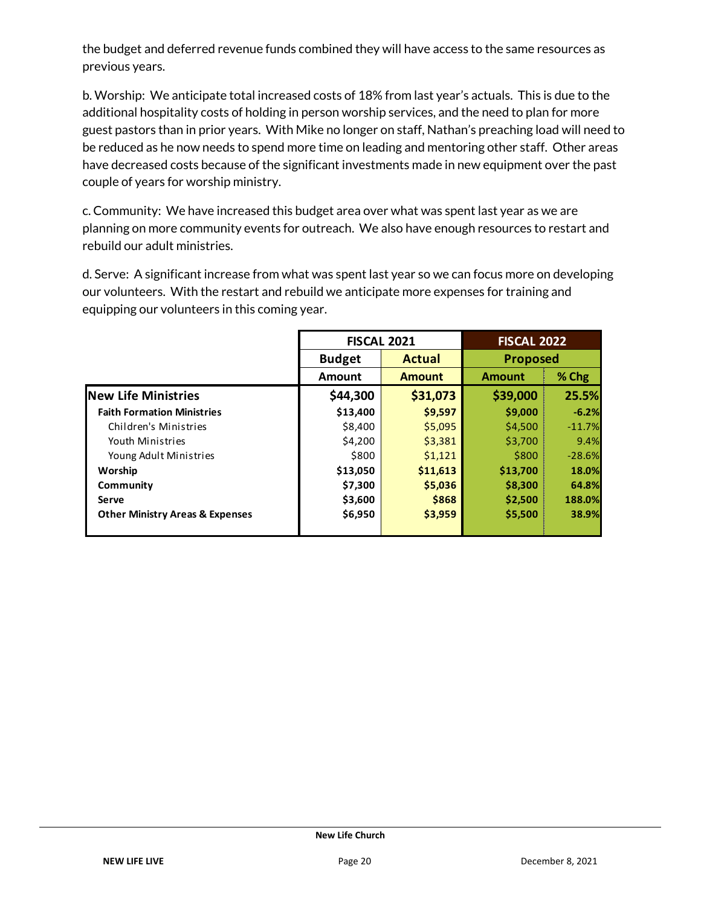the budget and deferred revenue funds combined they will have access to the same resources as previous years.

b. Worship: We anticipate total increased costs of 18% from last year's actuals. This is due to the additional hospitality costs of holding in person worship services, and the need to plan for more guest pastors than in prior years. With Mike no longer on staff, Nathan's preaching load will need to be reduced as he now needs to spend more time on leading and mentoring other staff. Other areas have decreased costs because of the significant investments made in new equipment over the past couple of years for worship ministry.

c. Community: We have increased this budget area over what was spent last year as we are planning on more community events for outreach. We also have enough resources to restart and rebuild our adult ministries.

d. Serve: A significant increase from what was spent last year so we can focus more on developing our volunteers. With the restart and rebuild we anticipate more expenses for training and equipping our volunteers in this coming year.

| | FISCAL 2021 | | FISCAL 2022 | |
|---|---|---|---|---|
| | Budget | Actual | Proposed | |
| | Amount | Amount | Amount | % Chg |
| **New Life Ministries** | **$44,300** | **$31,073** | **$39,000** | **25.5%** |
| **Faith Formation Ministries** | **$13,400** | **$9,597** | **$9,000** | **-6.2%** |
| Children's Ministries | $8,400 | $5,095 | $4,500 | -11.7% |
| Youth Ministries | $4,200 | $3,381 | $3,700 | 9.4% |
| Young Adult Ministries | $800 | $1,121 | $800 | -28.6% |
| **Worship** | **$13,050** | **$11,613** | **$13,700** | **18.0%** |
| **Community** | **$7,300** | **$5,036** | **$8,300** | **64.8%** |
| **Serve** | **$3,600** | **$868** | **$2,500** | **188.0%** |
| **Other Ministry Areas & Expenses** | **$6,950** | **$3,959** | **$5,500** | **38.9%** |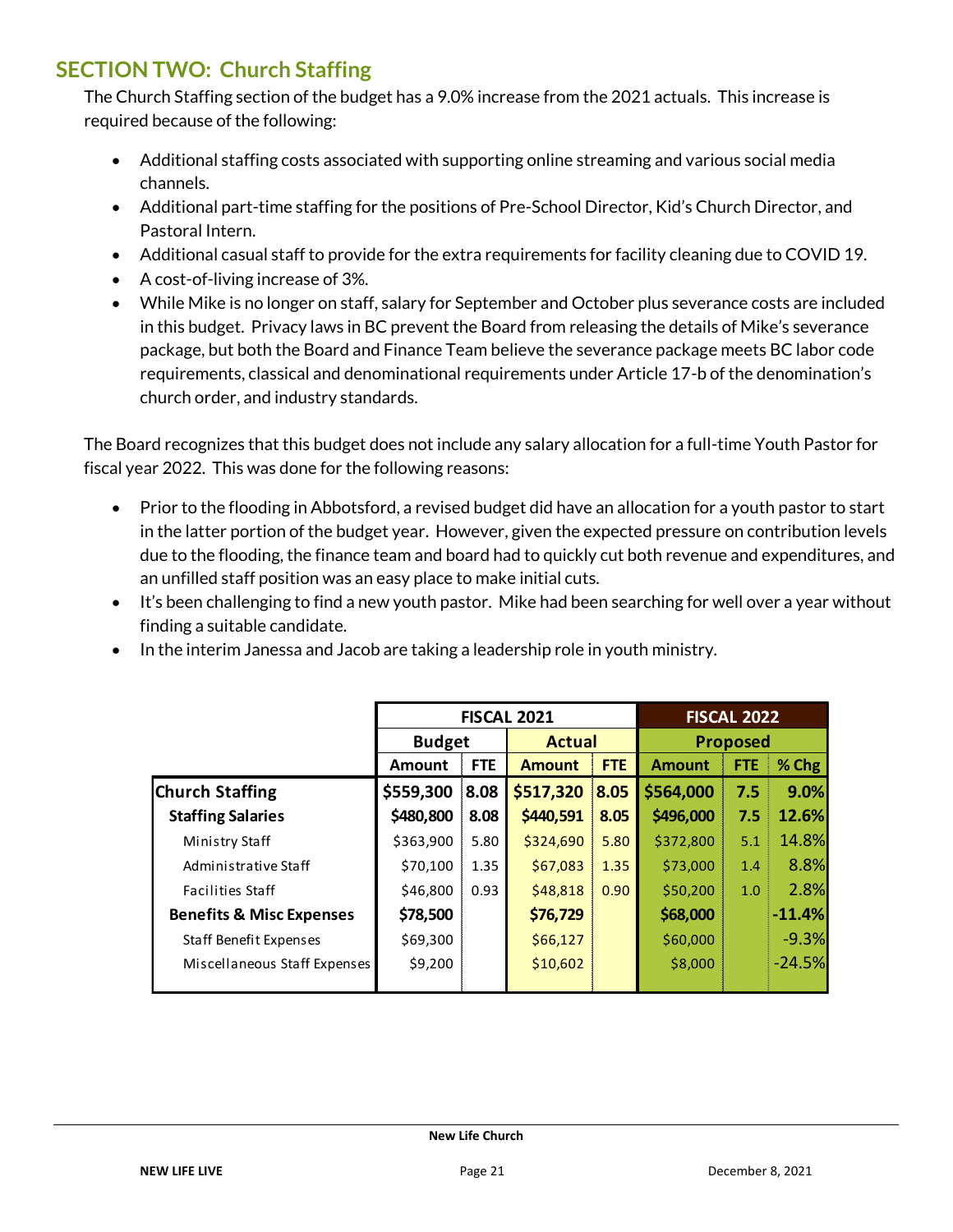## SECTION TWO: Church Staffing

The Church Staffing section of the budget has a 9.0% increase from the 2021 actuals. This increase is required because of the following:

- Additional staffing costs associated with supporting online streaming and various social media channels.
- Additional part-time staffing for the positions of Pre-School Director, Kid's Church Director, and Pastoral Intern.
- Additional casual staff to provide for the extra requirements for facility cleaning due to COVID 19.
- A cost-of-living increase of 3%.
- While Mike is no longer on staff, salary for September and October plus severance costs are included in this budget. Privacy laws in BC prevent the Board from releasing the details of Mike's severance package, but both the Board and Finance Team believe the severance package meets BC labor code requirements, classical and denominational requirements under Article 17-b of the denomination's church order, and industry standards.

The Board recognizes that this budget does not include any salary allocation for a full-time Youth Pastor for fiscal year 2022. This was done for the following reasons:

- Prior to the flooding in Abbotsford, a revised budget did have an allocation for a youth pastor to start in the latter portion of the budget year. However, given the expected pressure on contribution levels due to the flooding, the finance team and board had to quickly cut both revenue and expenditures, and an unfilled staff position was an easy place to make initial cuts.
- It's been challenging to find a new youth pastor. Mike had been searching for well over a year without finding a suitable candidate.
- In the interim Janessa and Jacob are taking a leadership role in youth ministry.

| | FISCAL 2021 | | | | FISCAL 2022 | | |
|---|---|---|---|---|---|---|---|
| | Budget | | Actual | | Proposed | | |
| | Amount | FTE | Amount | FTE | Amount | FTE | % Chg |
| **Church Staffing** | **$559,300** | **8.08** | **$517,320** | **8.05** | **$564,000** | **7.5** | **9.0%** |
| **Staffing Salaries** | **$480,800** | **8.08** | **$440,591** | **8.05** | **$496,000** | **7.5** | **12.6%** |
| Ministry Staff | $363,900 | 5.80 | $324,690 | 5.80 | $372,800 | 5.1 | 14.8% |
| Administrative Staff | $70,100 | 1.35 | $67,083 | 1.35 | $73,000 | 1.4 | 8.8% |
| Facilities Staff | $46,800 | 0.93 | $48,818 | 0.90 | $50,200 | 1.0 | 2.8% |
| **Benefits & Misc Expenses** | **$78,500** | | **$76,729** | | **$68,000** | | **-11.4%** |
| Staff Benefit Expenses | $69,300 | | $66,127 | | $60,000 | | -9.3% |
| Miscellaneous Staff Expenses | $9,200 | | $10,602 | | $8,000 | | -24.5% |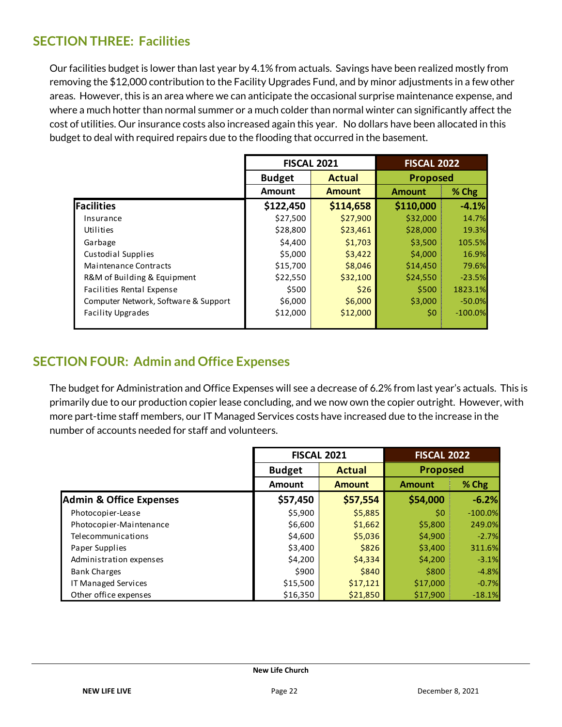## SECTION THREE: Facilities

Our facilities budget is lower than last year by 4.1% from actuals. Savings have been realized mostly from removing the $12,000 contribution to the Facility Upgrades Fund, and by minor adjustments in a few other areas. However, this is an area where we can anticipate the occasional surprise maintenance expense, and where a much hotter than normal summer or a much colder than normal winter can significantly affect the cost of utilities. Our insurance costs also increased again this year. No dollars have been allocated in this budget to deal with required repairs due to the flooding that occurred in the basement.

| | FISCAL 2021 | | FISCAL 2022 | |
|---|---|---|---|---|
| | Budget | Actual | Proposed | |
| | Amount | Amount | Amount | % Chg |
| **Facilities** | **$122,450** | **$114,658** | **$110,000** | **-4.1%** |
| Insurance | $27,500 | $27,900 | $32,000 | 14.7% |
| Utilities | $28,800 | $23,461 | $28,000 | 19.3% |
| Garbage | $4,400 | $1,703 | $3,500 | 105.5% |
| Custodial Supplies | $5,000 | $3,422 | $4,000 | 16.9% |
| Maintenance Contracts | $15,700 | $8,046 | $14,450 | 79.6% |
| R&M of Building & Equipment | $22,550 | $32,100 | $24,550 | -23.5% |
| Facilities Rental Expense | $500 | $26 | $500 | 1823.1% |
| Computer Network, Software & Support | $6,000 | $6,000 | $3,000 | -50.0% |
| Facility Upgrades | $12,000 | $12,000 | $0 | -100.0% |

## SECTION FOUR: Admin and Office Expenses

The budget for Administration and Office Expenses will see a decrease of 6.2% from last year's actuals. This is primarily due to our production copier lease concluding, and we now own the copier outright. However, with more part-time staff members, our IT Managed Services costs have increased due to the increase in the number of accounts needed for staff and volunteers.

| | FISCAL 2021 | | FISCAL 2022 | |
|---|---|---|---|---|
| | Budget | Actual | Proposed | |
| | Amount | Amount | Amount | % Chg |
| **Admin & Office Expenses** | **$57,450** | **$57,554** | **$54,000** | **-6.2%** |
| Photocopier-Lease | $5,900 | $5,885 | $0 | -100.0% |
| Photocopier-Maintenance | $6,600 | $1,662 | $5,800 | 249.0% |
| Telecommunications | $4,600 | $5,036 | $4,900 | -2.7% |
| Paper Supplies | $3,400 | $826 | $3,400 | 311.6% |
| Administration expenses | $4,200 | $4,334 | $4,200 | -3.1% |
| Bank Charges | $900 | $840 | $800 | -4.8% |
| IT Managed Services | $15,500 | $17,121 | $17,000 | -0.7% |
| Other office expenses | $16,350 | $21,850 | $17,900 | -18.1% |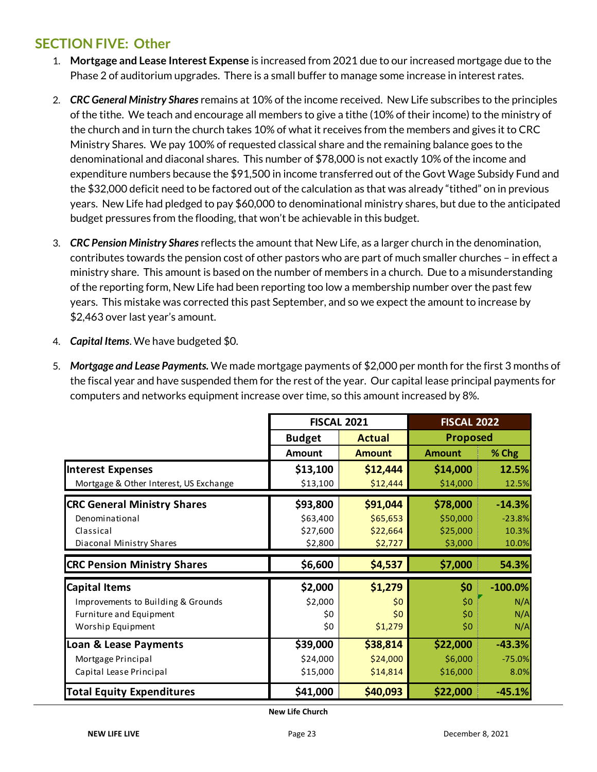## SECTION FIVE: Other

1. **Mortgage and Lease Interest Expense** is increased from 2021 due to our increased mortgage due to the Phase 2 of auditorium upgrades. There is a small buffer to manage some increase in interest rates.
2. ***CRC General Ministry Shares*** remains at 10% of the income received. New Life subscribes to the principles of the tithe. We teach and encourage all members to give a tithe (10% of their income) to the ministry of the church and in turn the church takes 10% of what it receives from the members and gives it to CRC Ministry Shares. We pay 100% of requested classical share and the remaining balance goes to the denominational and diaconal shares. This number of $78,000 is not exactly 10% of the income and expenditure numbers because the $91,500 in income transferred out of the Govt Wage Subsidy Fund and the $32,000 deficit need to be factored out of the calculation as that was already "tithed" on in previous years. New Life had pledged to pay $60,000 to denominational ministry shares, but due to the anticipated budget pressures from the flooding, that won't be achievable in this budget.
3. ***CRC Pension Ministry Shares*** reflects the amount that New Life, as a larger church in the denomination, contributes towards the pension cost of other pastors who are part of much smaller churches – in effect a ministry share. This amount is based on the number of members in a church. Due to a misunderstanding of the reporting form, New Life had been reporting too low a membership number over the past few years. This mistake was corrected this past September, and so we expect the amount to increase by $2,463 over last year's amount.
4. ***Capital Items***. We have budgeted $0.
5. ***Mortgage and Lease Payments.*** We made mortgage payments of $2,000 per month for the first 3 months of the fiscal year and have suspended them for the rest of the year. Our capital lease principal payments for computers and networks equipment increase over time, so this amount increased by 8%.

| | FISCAL 2021 | | FISCAL 2022 | |
|---|---|---|---|---|
| | Budget | Actual | Proposed | |
| | Amount | Amount | Amount | % Chg |
| **Interest Expenses** | **$13,100** | **$12,444** | **$14,000** | **12.5%** |
| Mortgage & Other Interest, US Exchange | $13,100 | $12,444 | $14,000 | 12.5% |
| **CRC General Ministry Shares** | **$93,800** | **$91,044** | **$78,000** | **-14.3%** |
| Denominational | $63,400 | $65,653 | $50,000 | -23.8% |
| Classical | $27,600 | $22,664 | $25,000 | 10.3% |
| Diaconal Ministry Shares | $2,800 | $2,727 | $3,000 | 10.0% |
| **CRC Pension Ministry Shares** | **$6,600** | **$4,537** | **$7,000** | **54.3%** |
| **Capital Items** | **$2,000** | **$1,279** | **$0** | **-100.0%** |
| Improvements to Building & Grounds | $2,000 | $0 | $0 | N/A |
| Furniture and Equipment | $0 | $0 | $0 | N/A |
| Worship Equipment | $0 | $1,279 | $0 | N/A |
| **Loan & Lease Payments** | **$39,000** | **$38,814** | **$22,000** | **-43.3%** |
| Mortgage Principal | $24,000 | $24,000 | $6,000 | -75.0% |
| Capital Lease Principal | $15,000 | $14,814 | $16,000 | 8.0% |
| **Total Equity Expenditures** | **$41,000** | **$40,093** | **$22,000** | **-45.1%** |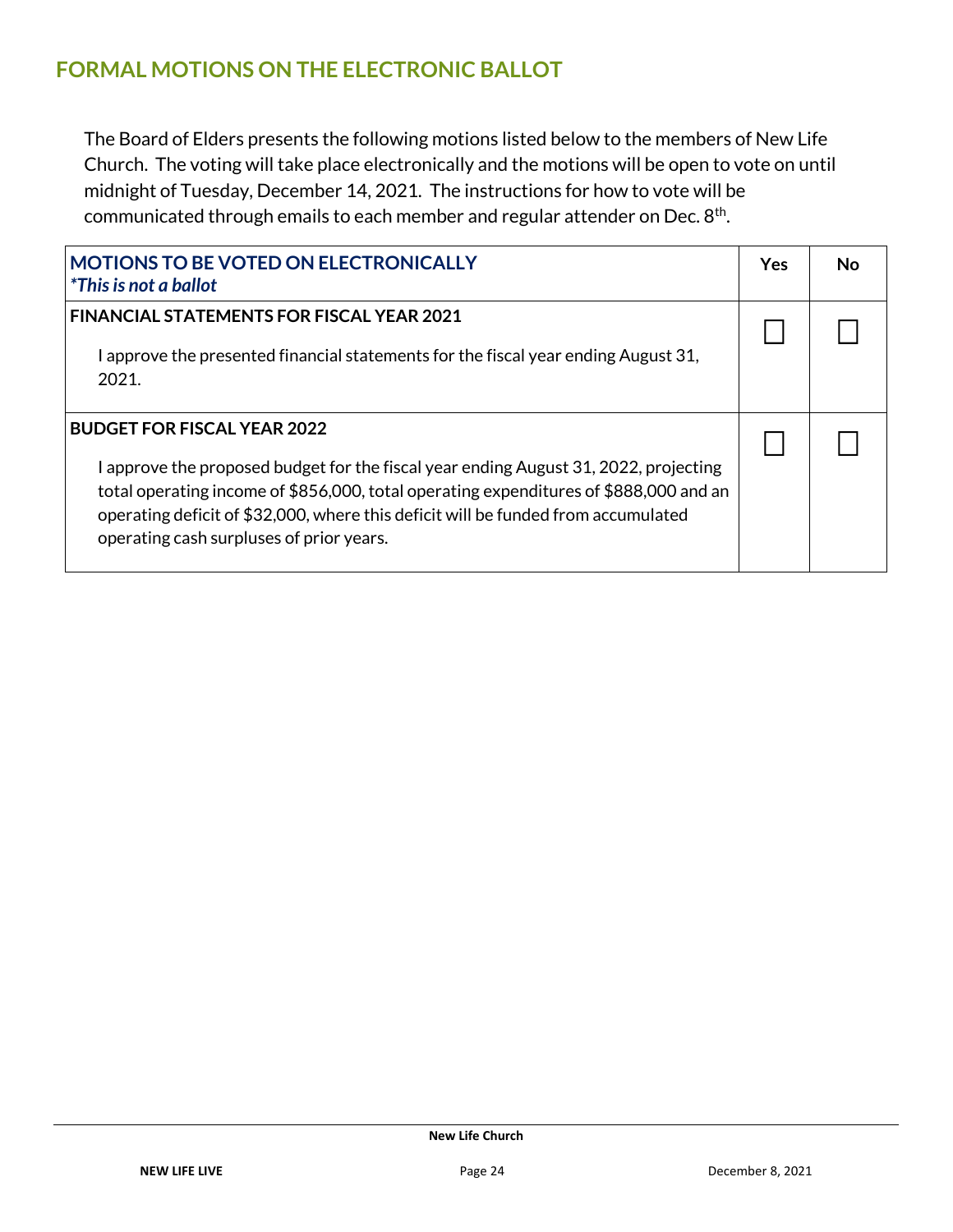## FORMAL MOTIONS ON THE ELECTRONIC BALLOT

The Board of Elders presents the following motions listed below to the members of New Life Church. The voting will take place electronically and the motions will be open to vote on until midnight of Tuesday, December 14, 2021. The instructions for how to vote will be communicated through emails to each member and regular attender on Dec. 8th.

| **MOTIONS TO BE VOTED ON ELECTRONICALLY** *\*This is not a ballot* | **Yes** | **No** |
|---|---|---|
| **FINANCIAL STATEMENTS FOR FISCAL YEAR 2021**<br><br>I approve the presented financial statements for the fiscal year ending August 31, 2021. | ☐ | ☐ |
| **BUDGET FOR FISCAL YEAR 2022**<br><br>I approve the proposed budget for the fiscal year ending August 31, 2022, projecting total operating income of $856,000, total operating expenditures of $888,000 and an operating deficit of $32,000, where this deficit will be funded from accumulated operating cash surpluses of prior years. | ☐ | ☐ |